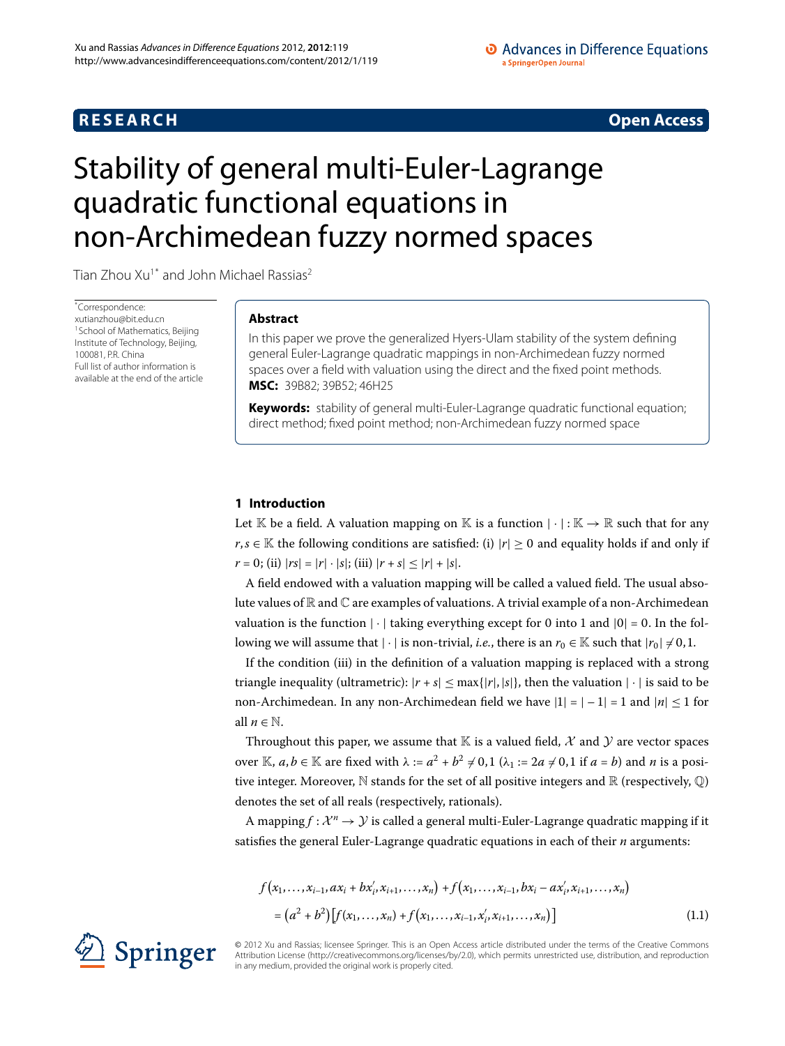RESEARCH **Open Access**

# Stability of general multi-Euler-Lagrange quadratic functional equations in non-Archimedean fuzzy normed spaces

Tian Zhou Xu[1*] and John Michael Rassias[2]

*Correspondence: xutianzhou@bit.edu.cn
[1]School of Mathematics, Beijing Institute of Technology, Beijing, 100081, P.R. China
Full list of author information is available at the end of the article

## Abstract

In this paper we prove the generalized Hyers-Ulam stability of the system defining general Euler-Lagrange quadratic mappings in non-Archimedean fuzzy normed spaces over a field with valuation using the direct and the fixed point methods.

**MSC:** 39B82; 39B52; 46H25

**Keywords:** stability of general multi-Euler-Lagrange quadratic functional equation; direct method; fixed point method; non-Archimedean fuzzy normed space

## 1 Introduction

Let $\mathbb{K}$ be a field. A valuation mapping on $\mathbb{K}$ is a function $|\cdot| : \mathbb{K} \to \mathbb{R}$ such that for any $r, s \in \mathbb{K}$ the following conditions are satisfied: (i) $|r| \geq 0$ and equality holds if and only if $r = 0$; (ii) $|rs| = |r| \cdot |s|$; (iii) $|r + s| \leq |r| + |s|$.

A field endowed with a valuation mapping will be called a valued field. The usual absolute values of $\mathbb{R}$ and $\mathbb{C}$ are examples of valuations. A trivial example of a non-Archimedean valuation is the function $|\cdot|$ taking everything except for 0 into 1 and $|0| = 0$. In the following we will assume that $|\cdot|$ is non-trivial, *i.e.*, there is an $r_0 \in \mathbb{K}$ such that $|r_0| \neq 0, 1$.

If the condition (iii) in the definition of a valuation mapping is replaced with a strong triangle inequality (ultrametric): $|r + s| \leq \max\{|r|, |s|\}$, then the valuation $|\cdot|$ is said to be non-Archimedean. In any non-Archimedean field we have $|1| = |-1| = 1$ and $|n| \leq 1$ for all $n \in \mathbb{N}$.

Throughout this paper, we assume that $\mathbb{K}$ is a valued field, $\mathcal{X}$ and $\mathcal{Y}$ are vector spaces over $\mathbb{K}$, $a, b \in \mathbb{K}$ are fixed with $\lambda := a^2 + b^2 \neq 0, 1$ ($\lambda_1 := 2a \neq 0, 1$ if $a = b$) and $n$ is a positive integer. Moreover, $\mathbb{N}$ stands for the set of all positive integers and $\mathbb{R}$ (respectively, $\mathbb{Q}$) denotes the set of all reals (respectively, rationals).

A mapping $f : \mathcal{X}^n \to \mathcal{Y}$ is called a general multi-Euler-Lagrange quadratic mapping if it satisfies the general Euler-Lagrange quadratic equations in each of their $n$ arguments:

$$f(x_1, \ldots, x_{i-1}, ax_i + bx_i', x_{i+1}, \ldots, x_n) + f(x_1, \ldots, x_{i-1}, bx_i - ax_i', x_{i+1}, \ldots, x_n) = (a^2 + b^2)\left[f(x_1, \ldots, x_n) + f(x_1, \ldots, x_{i-1}, x_i', x_{i+1}, \ldots, x_n)\right] \tag{1.1}$$

© 2012 Xu and Rassias; licensee Springer. This is an Open Access article distributed under the terms of the Creative Commons Attribution License (http://creativecommons.org/licenses/by/2.0), which permits unrestricted use, distribution, and reproduction in any medium, provided the original work is properly cited.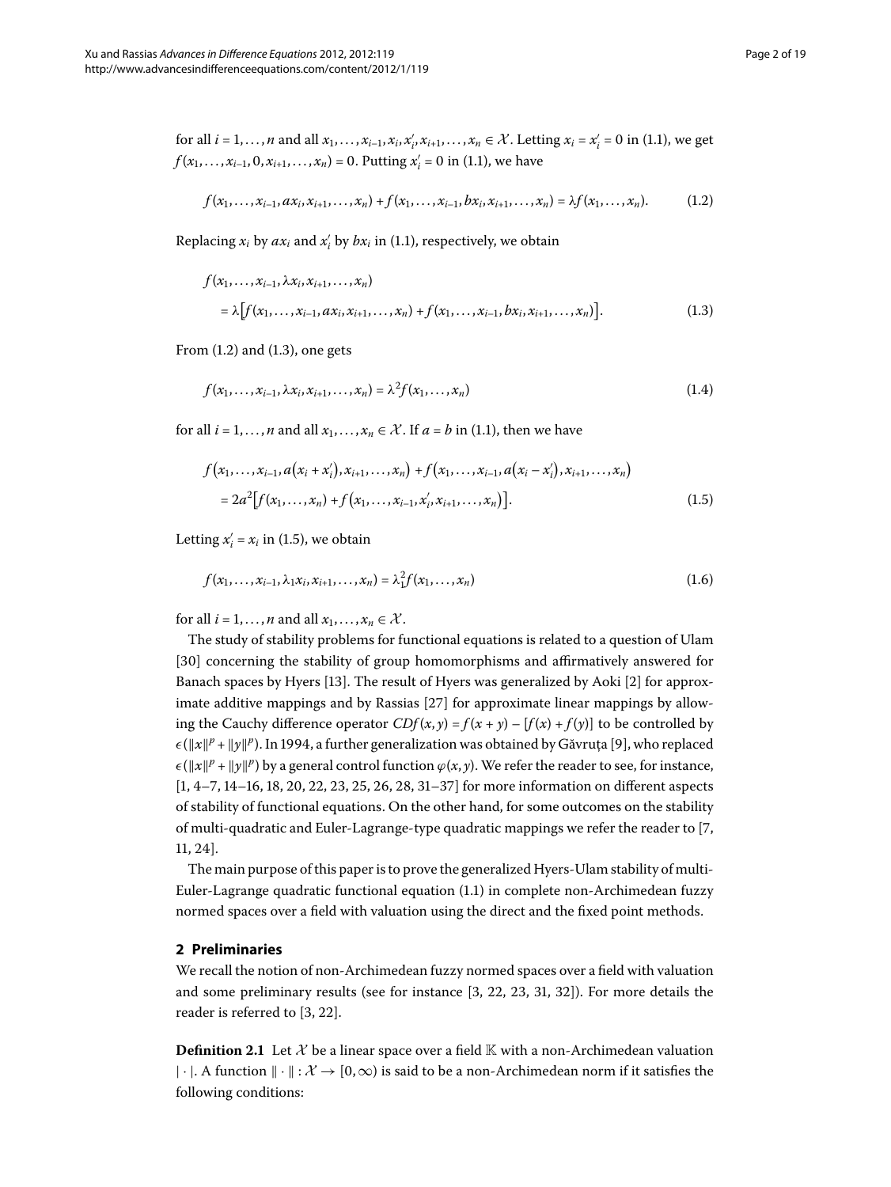for all $i = 1, \dots, n$ and all $x_1, \dots, x_{i-1}, x_i, x_i', x_{i+1}, \dots, x_n \in \mathcal{X}$. Letting $x_i = x_i' = 0$ in (1.1), we get $f(x_1, \dots, x_{i-1}, 0, x_{i+1}, \dots, x_n) = 0$. Putting $x_i' = 0$ in (1.1), we have

$$f(x_1, \dots, x_{i-1}, ax_i, x_{i+1}, \dots, x_n) + f(x_1, \dots, x_{i-1}, bx_i, x_{i+1}, \dots, x_n) = \lambda f(x_1, \dots, x_n). \tag{1.2}$$

Replacing $x_i$ by $ax_i$ and $x_i'$ by $bx_i$ in (1.1), respectively, we obtain

$$\begin{aligned} &f(x_1, \dots, x_{i-1}, \lambda x_i, x_{i+1}, \dots, x_n) \\ &\quad = \lambda \big[ f(x_1, \dots, x_{i-1}, ax_i, x_{i+1}, \dots, x_n) + f(x_1, \dots, x_{i-1}, bx_i, x_{i+1}, \dots, x_n) \big]. \end{aligned} \tag{1.3}$$

From (1.2) and (1.3), one gets

$$f(x_1, \dots, x_{i-1}, \lambda x_i, x_{i+1}, \dots, x_n) = \lambda^2 f(x_1, \dots, x_n) \tag{1.4}$$

for all $i = 1, \dots, n$ and all $x_1, \dots, x_n \in \mathcal{X}$. If $a = b$ in (1.1), then we have

$$\begin{aligned} &f\big(x_1, \dots, x_{i-1}, a\big(x_i + x_i'\big), x_{i+1}, \dots, x_n\big) + f\big(x_1, \dots, x_{i-1}, a\big(x_i - x_i'\big), x_{i+1}, \dots, x_n\big) \\ &\quad = 2a^2 \big[ f(x_1, \dots, x_n) + f\big(x_1, \dots, x_{i-1}, x_i', x_{i+1}, \dots, x_n\big) \big]. \end{aligned} \tag{1.5}$$

Letting $x_i' = x_i$ in (1.5), we obtain

$$f(x_1, \dots, x_{i-1}, \lambda_1 x_i, x_{i+1}, \dots, x_n) = \lambda_1^2 f(x_1, \dots, x_n) \tag{1.6}$$

for all $i = 1, \dots, n$ and all $x_1, \dots, x_n \in \mathcal{X}$.

The study of stability problems for functional equations is related to a question of Ulam [30] concerning the stability of group homomorphisms and affirmatively answered for Banach spaces by Hyers [13]. The result of Hyers was generalized by Aoki [2] for approximate additive mappings and by Rassias [27] for approximate linear mappings by allowing the Cauchy difference operator $CDf(x,y) = f(x+y) - [f(x) + f(y)]$ to be controlled by $\epsilon(\|x\|^p + \|y\|^p)$. In 1994, a further generalization was obtained by Găvruţa [9], who replaced $\epsilon(\|x\|^p + \|y\|^p)$ by a general control function $\varphi(x,y)$. We refer the reader to see, for instance, [1, 4–7, 14–16, 18, 20, 22, 23, 25, 26, 28, 31–37] for more information on different aspects of stability of functional equations. On the other hand, for some outcomes on the stability of multi-quadratic and Euler-Lagrange-type quadratic mappings we refer the reader to [7, 11, 24].

The main purpose of this paper is to prove the generalized Hyers-Ulam stability of multi-Euler-Lagrange quadratic functional equation (1.1) in complete non-Archimedean fuzzy normed spaces over a field with valuation using the direct and the fixed point methods.

## 2 Preliminaries

We recall the notion of non-Archimedean fuzzy normed spaces over a field with valuation and some preliminary results (see for instance [3, 22, 23, 31, 32]). For more details the reader is referred to [3, 22].

**Definition 2.1** Let $\mathcal{X}$ be a linear space over a field $\mathbb{K}$ with a non-Archimedean valuation $|\cdot|$. A function $\|\cdot\| : \mathcal{X} \to [0, \infty)$ is said to be a non-Archimedean norm if it satisfies the following conditions: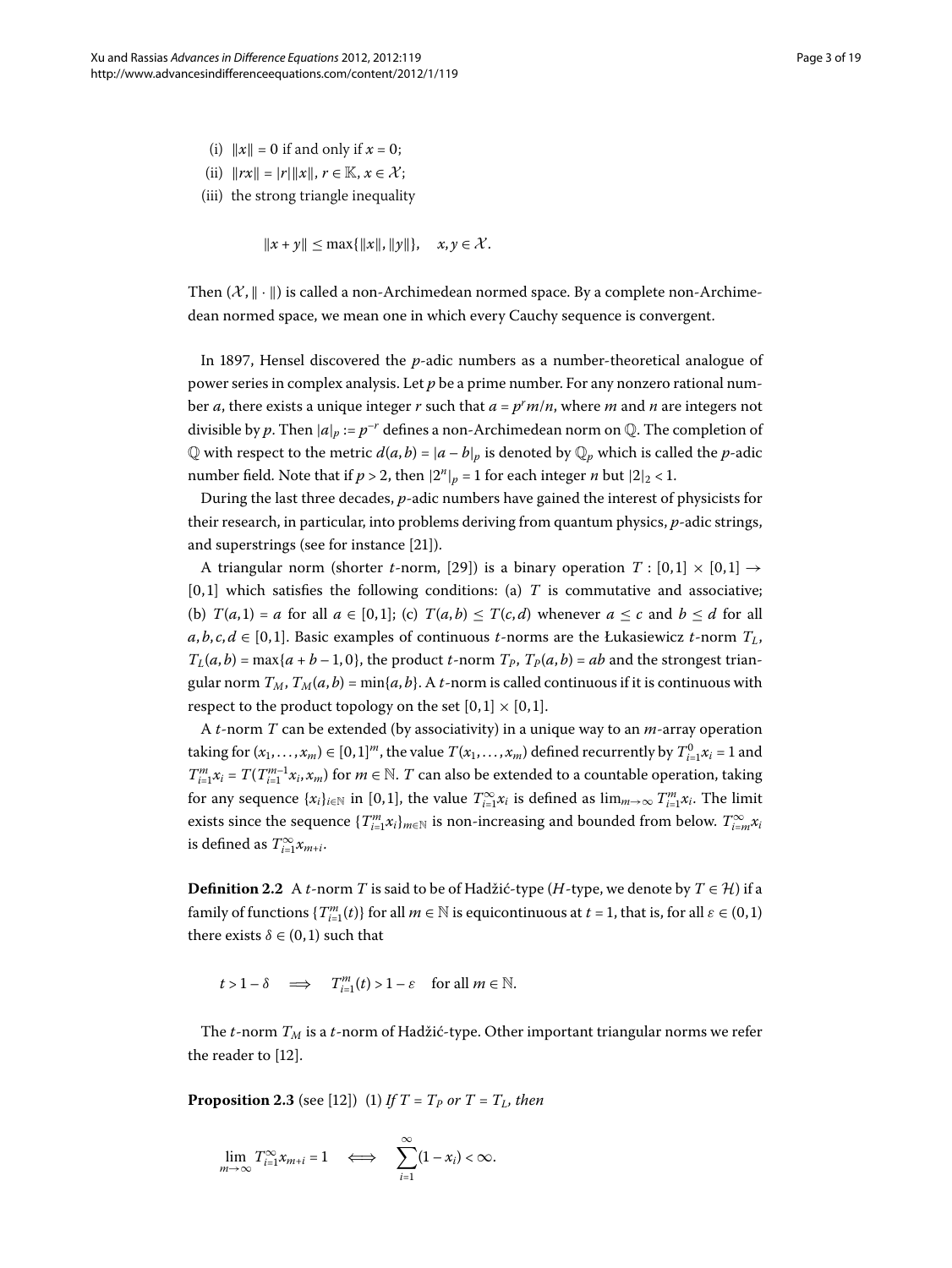(i) $\|x\| = 0$ if and only if $x = 0$;

(ii) $\|rx\| = |r|\|x\|$, $r \in \mathbb{K}$, $x \in \mathcal{X}$;

(iii) the strong triangle inequality

$$\|x + y\| \leq \max\{\|x\|, \|y\|\}, \quad x, y \in \mathcal{X}.$$

Then $(\mathcal{X}, \|\cdot\|)$ is called a non-Archimedean normed space. By a complete non-Archimedean normed space, we mean one in which every Cauchy sequence is convergent.

In 1897, Hensel discovered the $p$-adic numbers as a number-theoretical analogue of power series in complex analysis. Let $p$ be a prime number. For any nonzero rational number $a$, there exists a unique integer $r$ such that $a = p^r m/n$, where $m$ and $n$ are integers not divisible by $p$. Then $|a|_p := p^{-r}$ defines a non-Archimedean norm on $\mathbb{Q}$. The completion of $\mathbb{Q}$ with respect to the metric $d(a, b) = |a - b|_p$ is denoted by $\mathbb{Q}_p$ which is called the $p$-adic number field. Note that if $p > 2$, then $|2^n|_p = 1$ for each integer $n$ but $|2|_2 < 1$.

During the last three decades, $p$-adic numbers have gained the interest of physicists for their research, in particular, into problems deriving from quantum physics, $p$-adic strings, and superstrings (see for instance [21]).

A triangular norm (shorter $t$-norm, [29]) is a binary operation $T : [0,1] \times [0,1] \to [0,1]$ which satisfies the following conditions: (a) $T$ is commutative and associative; (b) $T(a, 1) = a$ for all $a \in [0,1]$; (c) $T(a, b) \leq T(c, d)$ whenever $a \leq c$ and $b \leq d$ for all $a, b, c, d \in [0,1]$. Basic examples of continuous $t$-norms are the Łukasiewicz $t$-norm $T_L$, $T_L(a, b) = \max\{a + b - 1, 0\}$, the product $t$-norm $T_P$, $T_P(a, b) = ab$ and the strongest triangular norm $T_M$, $T_M(a, b) = \min\{a, b\}$. A $t$-norm is called continuous if it is continuous with respect to the product topology on the set $[0,1] \times [0,1]$.

A $t$-norm $T$ can be extended (by associativity) in a unique way to an $m$-array operation taking for $(x_1, \ldots, x_m) \in [0,1]^m$, the value $T(x_1, \ldots, x_m)$ defined recurrently by $T_{i=1}^0 x_i = 1$ and $T_{i=1}^m x_i = T(T_{i=1}^{m-1} x_i, x_m)$ for $m \in \mathbb{N}$. $T$ can also be extended to a countable operation, taking for any sequence $\{x_i\}_{i \in \mathbb{N}}$ in $[0,1]$, the value $T_{i=1}^\infty x_i$ is defined as $\lim_{m\to\infty} T_{i=1}^m x_i$. The limit exists since the sequence $\{T_{i=1}^m x_i\}_{m\in\mathbb{N}}$ is non-increasing and bounded from below. $T_{i=m}^\infty x_i$ is defined as $T_{i=1}^\infty x_{m+i}$.

**Definition 2.2** A $t$-norm $T$ is said to be of Hadžić-type ($H$-type, we denote by $T \in \mathcal{H}$) if a family of functions $\{T_{i=1}^m(t)\}$ for all $m \in \mathbb{N}$ is equicontinuous at $t = 1$, that is, for all $\varepsilon \in (0,1)$ there exists $\delta \in (0,1)$ such that

$$t > 1 - \delta \quad \Longrightarrow \quad T_{i=1}^m(t) > 1 - \varepsilon \quad \text{for all } m \in \mathbb{N}.$$

The $t$-norm $T_M$ is a $t$-norm of Hadžić-type. Other important triangular norms we refer the reader to [12].

**Proposition 2.3** (see [12]) (1) *If $T = T_P$ or $T = T_L$, then*

$$\lim_{m\to\infty} T_{i=1}^\infty x_{m+i} = 1 \quad \Longleftrightarrow \quad \sum_{i=1}^\infty (1 - x_i) < \infty.$$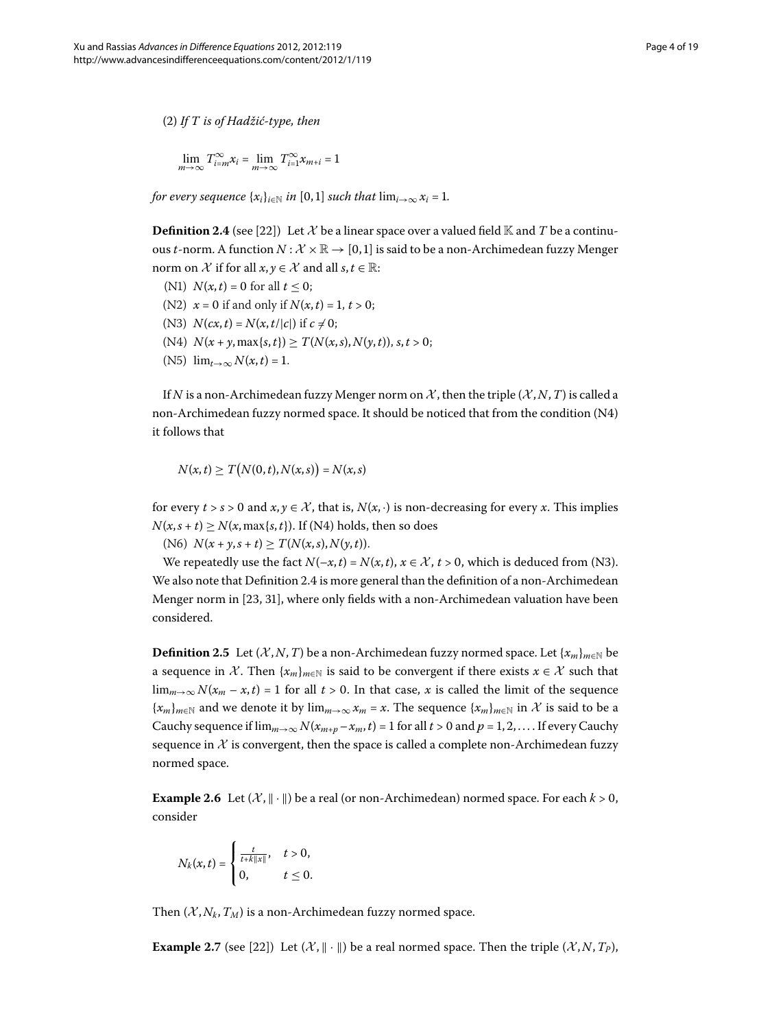(2) *If $T$ is of Hadžić-type, then*

$$\lim_{m\to\infty} T_{i=m}^{\infty} x_i = \lim_{m\to\infty} T_{i=1}^{\infty} x_{m+i} = 1$$

*for every sequence $\{x_i\}_{i\in\mathbb{N}}$ in $[0,1]$ such that $\lim_{i\to\infty} x_i = 1$.*

**Definition 2.4** (see [22]) Let $\mathcal{X}$ be a linear space over a valued field $\mathbb{K}$ and $T$ be a continuous $t$-norm. A function $N : \mathcal{X} \times \mathbb{R} \to [0,1]$ is said to be a non-Archimedean fuzzy Menger norm on $\mathcal{X}$ if for all $x, y \in \mathcal{X}$ and all $s, t \in \mathbb{R}$:

(N1) $N(x,t) = 0$ for all $t \leq 0$;

(N2) $x = 0$ if and only if $N(x,t) = 1$, $t > 0$;

(N3) $N(cx,t) = N(x, t/|c|)$ if $c \neq 0$;

(N4) $N(x+y, \max\{s,t\}) \geq T(N(x,s), N(y,t))$, $s,t > 0$;

(N5) $\lim_{t\to\infty} N(x,t) = 1$.

If $N$ is a non-Archimedean fuzzy Menger norm on $\mathcal{X}$, then the triple $(\mathcal{X}, N, T)$ is called a non-Archimedean fuzzy normed space. It should be noticed that from the condition (N4) it follows that

$$N(x,t) \geq T\big(N(0,t), N(x,s)\big) = N(x,s)$$

for every $t > s > 0$ and $x, y \in \mathcal{X}$, that is, $N(x, \cdot)$ is non-decreasing for every $x$. This implies $N(x, s+t) \geq N(x, \max\{s,t\})$. If (N4) holds, then so does

(N6) $N(x+y, s+t) \geq T(N(x,s), N(y,t))$.

We repeatedly use the fact $N(-x,t) = N(x,t)$, $x \in \mathcal{X}$, $t > 0$, which is deduced from (N3). We also note that Definition 2.4 is more general than the definition of a non-Archimedean Menger norm in [23, 31], where only fields with a non-Archimedean valuation have been considered.

**Definition 2.5** Let $(\mathcal{X}, N, T)$ be a non-Archimedean fuzzy normed space. Let $\{x_m\}_{m\in\mathbb{N}}$ be a sequence in $\mathcal{X}$. Then $\{x_m\}_{m\in\mathbb{N}}$ is said to be convergent if there exists $x \in \mathcal{X}$ such that $\lim_{m\to\infty} N(x_m - x, t) = 1$ for all $t > 0$. In that case, $x$ is called the limit of the sequence $\{x_m\}_{m\in\mathbb{N}}$ and we denote it by $\lim_{m\to\infty} x_m = x$. The sequence $\{x_m\}_{m\in\mathbb{N}}$ in $\mathcal{X}$ is said to be a Cauchy sequence if $\lim_{m\to\infty} N(x_{m+p} - x_m, t) = 1$ for all $t > 0$ and $p = 1, 2, \ldots$. If every Cauchy sequence in $\mathcal{X}$ is convergent, then the space is called a complete non-Archimedean fuzzy normed space.

**Example 2.6** Let $(\mathcal{X}, \|\cdot\|)$ be a real (or non-Archimedean) normed space. For each $k > 0$, consider

$$N_k(x,t) = \begin{cases} \frac{t}{t+k\|x\|}, & t > 0, \\ 0, & t \leq 0. \end{cases}$$

Then $(\mathcal{X}, N_k, T_M)$ is a non-Archimedean fuzzy normed space.

**Example 2.7** (see [22]) Let $(\mathcal{X}, \|\cdot\|)$ be a real normed space. Then the triple $(\mathcal{X}, N, T_P)$,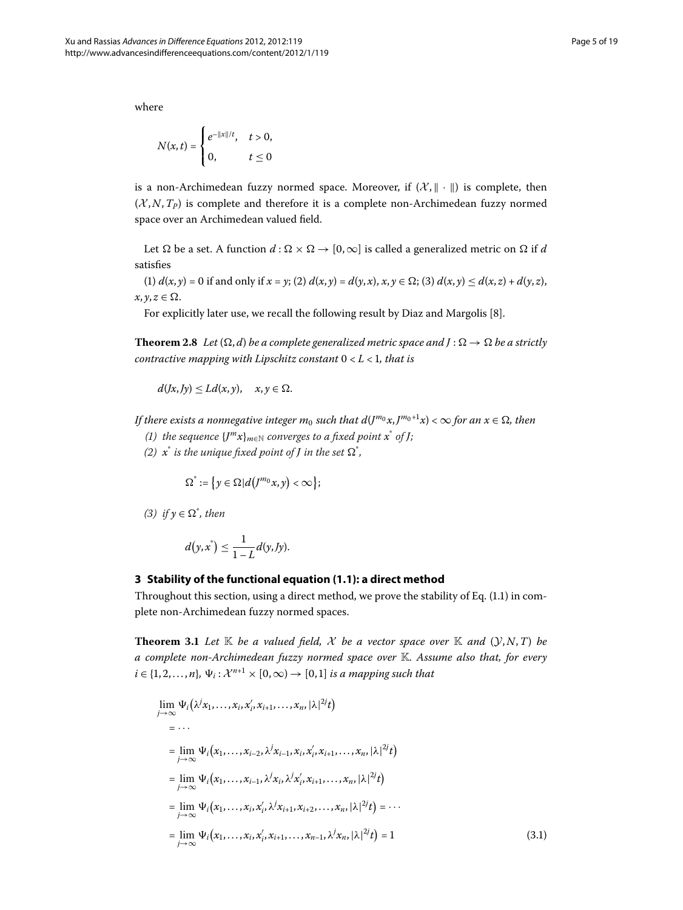where

$$N(x,t) = \begin{cases} e^{-\|x\|/t}, & t > 0, \\ 0, & t \le 0 \end{cases}$$

is a non-Archimedean fuzzy normed space. Moreover, if $(\mathcal{X}, \|\cdot\|)$ is complete, then $(\mathcal{X}, N, T_P)$ is complete and therefore it is a complete non-Archimedean fuzzy normed space over an Archimedean valued field.

Let $\Omega$ be a set. A function $d : \Omega \times \Omega \to [0, \infty]$ is called a generalized metric on $\Omega$ if $d$ satisfies

(1) $d(x,y) = 0$ if and only if $x = y$; (2) $d(x,y) = d(y,x)$, $x, y \in \Omega$; (3) $d(x,y) \le d(x,z) + d(y,z)$, $x, y, z \in \Omega$.

For explicitly later use, we recall the following result by Diaz and Margolis [8].

**Theorem 2.8** *Let $(\Omega, d)$ be a complete generalized metric space and $J : \Omega \to \Omega$ be a strictly contractive mapping with Lipschitz constant $0 < L < 1$, that is*

$$d(Jx, Jy) \le L d(x,y), \quad x, y \in \Omega.$$

*If there exists a nonnegative integer $m_0$ such that $d(J^{m_0}x, J^{m_0+1}x) < \infty$ for an $x \in \Omega$, then*

*(1) the sequence $\{J^m x\}_{m\in\mathbb{N}}$ converges to a fixed point $x^*$ of $J$;*

*(2) $x^*$ is the unique fixed point of $J$ in the set $\Omega^*$,*

$$\Omega^* := \{ y \in \Omega \mid d(J^{m_0}x, y) < \infty \};$$

*(3) if $y \in \Omega^*$, then*

$$d(y, x^*) \le \frac{1}{1-L} d(y, Jy).$$

## 3 Stability of the functional equation (1.1): a direct method

Throughout this section, using a direct method, we prove the stability of Eq. (1.1) in complete non-Archimedean fuzzy normed spaces.

**Theorem 3.1** *Let $\mathbb{K}$ be a valued field, $\mathcal{X}$ be a vector space over $\mathbb{K}$ and $(\mathcal{Y}, N, T)$ be a complete non-Archimedean fuzzy normed space over $\mathbb{K}$. Assume also that, for every $i \in \{1, 2, \ldots, n\}$, $\Psi_i : \mathcal{X}^{n+1} \times [0,\infty) \to [0,1]$ is a mapping such that*

$$\begin{aligned}
&\lim_{j\to\infty} \Psi_i\big(\lambda^j x_1, \ldots, x_i, x_i', x_{i+1}, \ldots, x_n, |\lambda|^{2j} t\big) \\
&= \cdots \\
&= \lim_{j\to\infty} \Psi_i\big(x_1, \ldots, x_{i-2}, \lambda^j x_{i-1}, x_i, x_i', x_{i+1}, \ldots, x_n, |\lambda|^{2j} t\big) \\
&= \lim_{j\to\infty} \Psi_i\big(x_1, \ldots, x_{i-1}, \lambda^j x_i, \lambda^j x_i', x_{i+1}, \ldots, x_n, |\lambda|^{2j} t\big) \\
&= \lim_{j\to\infty} \Psi_i\big(x_1, \ldots, x_i, x_i', \lambda^j x_{i+1}, x_{i+2}, \ldots, x_n, |\lambda|^{2j} t\big) = \cdots \\
&= \lim_{j\to\infty} \Psi_i\big(x_1, \ldots, x_i, x_i', x_{i+1}, \ldots, x_{n-1}, \lambda^j x_n, |\lambda|^{2j} t\big) = 1
\end{aligned} \tag{3.1}$$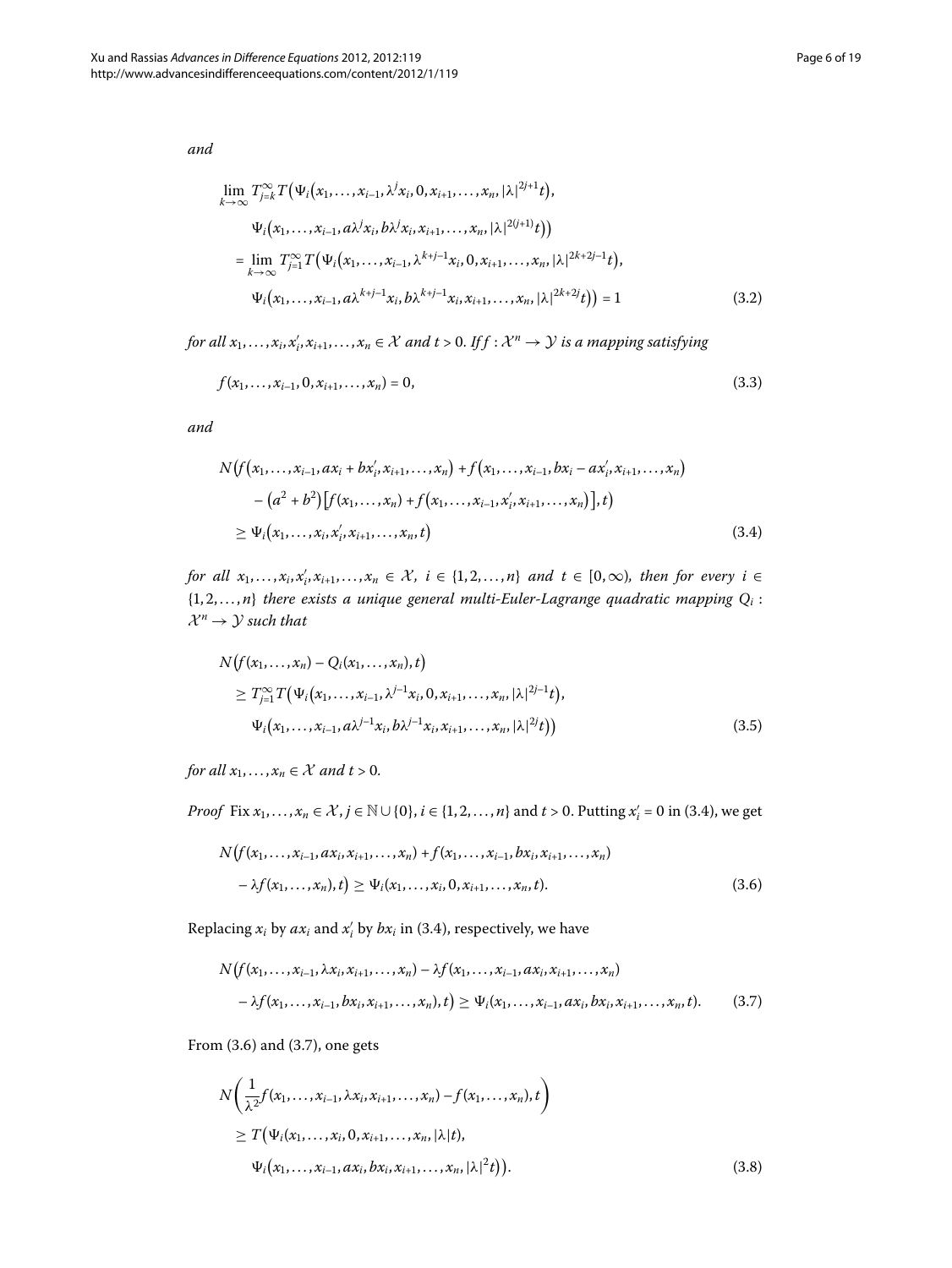*and*

$$
\begin{aligned}
&\lim_{k\to\infty} T_{j=k}^{\infty} T\big(\Psi_i\big(x_1,\ldots,x_{i-1},\lambda^j x_i,0,x_{i+1},\ldots,x_n,|\lambda|^{2j+1}t\big),\\
&\qquad \Psi_i\big(x_1,\ldots,x_{i-1},a\lambda^j x_i,b\lambda^j x_i,x_{i+1},\ldots,x_n,|\lambda|^{2(j+1)}t\big)\big)\\
&\quad = \lim_{k\to\infty} T_{j=1}^{\infty} T\big(\Psi_i\big(x_1,\ldots,x_{i-1},\lambda^{k+j-1} x_i,0,x_{i+1},\ldots,x_n,|\lambda|^{2k+2j-1}t\big),\\
&\qquad \Psi_i\big(x_1,\ldots,x_{i-1},a\lambda^{k+j-1} x_i,b\lambda^{k+j-1} x_i,x_{i+1},\ldots,x_n,|\lambda|^{2k+2j}t\big)\big) = 1 
\end{aligned}
\tag{3.2}
$$

*for all $x_1,\ldots,x_i,x_i',x_{i+1},\ldots,x_n \in \mathcal{X}$ and $t>0$. If $f:\mathcal{X}^n \to \mathcal{Y}$ is a mapping satisfying*

$$
f(x_1,\ldots,x_{i-1},0,x_{i+1},\ldots,x_n) = 0, \tag{3.3}
$$

*and*

$$
\begin{aligned}
&N\big(f\big(x_1,\ldots,x_{i-1},ax_i+bx_i',x_{i+1},\ldots,x_n\big)+f\big(x_1,\ldots,x_{i-1},bx_i-ax_i',x_{i+1},\ldots,x_n\big)\\
&\qquad -\big(a^2+b^2\big)\big[f(x_1,\ldots,x_n)+f\big(x_1,\ldots,x_{i-1},x_i',x_{i+1},\ldots,x_n\big)\big],t\big)\\
&\quad \geq \Psi_i\big(x_1,\ldots,x_i,x_i',x_{i+1},\ldots,x_n,t\big)
\end{aligned}
\tag{3.4}
$$

*for all $x_1,\ldots,x_i,x_i',x_{i+1},\ldots,x_n \in \mathcal{X}$, $i\in\{1,2,\ldots,n\}$ and $t\in[0,\infty)$, then for every $i\in\{1,2,\ldots,n\}$ there exists a unique general multi-Euler-Lagrange quadratic mapping $Q_i:\mathcal{X}^n\to\mathcal{Y}$ such that*

$$
\begin{aligned}
&N\big(f(x_1,\ldots,x_n)-Q_i(x_1,\ldots,x_n),t\big)\\
&\quad \geq T_{j=1}^{\infty} T\big(\Psi_i\big(x_1,\ldots,x_{i-1},\lambda^{j-1}x_i,0,x_{i+1},\ldots,x_n,|\lambda|^{2j-1}t\big),\\
&\qquad \Psi_i\big(x_1,\ldots,x_{i-1},a\lambda^{j-1}x_i,b\lambda^{j-1}x_i,x_{i+1},\ldots,x_n,|\lambda|^{2j}t\big)\big)
\end{aligned}
\tag{3.5}
$$

*for all $x_1,\ldots,x_n\in\mathcal{X}$ and $t>0$.*

*Proof* Fix $x_1,\ldots,x_n\in\mathcal{X}$, $j\in\mathbb{N}\cup\{0\}$, $i\in\{1,2,\ldots,n\}$ and $t>0$. Putting $x_i'=0$ in (3.4), we get

$$
\begin{aligned}
&N\big(f(x_1,\ldots,x_{i-1},ax_i,x_{i+1},\ldots,x_n)+f(x_1,\ldots,x_{i-1},bx_i,x_{i+1},\ldots,x_n)\\
&\qquad -\lambda f(x_1,\ldots,x_n),t\big) \geq \Psi_i(x_1,\ldots,x_i,0,x_{i+1},\ldots,x_n,t).
\end{aligned}
\tag{3.6}
$$

Replacing $x_i$ by $ax_i$ and $x_i'$ by $bx_i$ in (3.4), respectively, we have

$$
\begin{aligned}
&N\big(f(x_1,\ldots,x_{i-1},\lambda x_i,x_{i+1},\ldots,x_n)-\lambda f(x_1,\ldots,x_{i-1},ax_i,x_{i+1},\ldots,x_n)\\
&\qquad -\lambda f(x_1,\ldots,x_{i-1},bx_i,x_{i+1},\ldots,x_n),t\big) \geq \Psi_i(x_1,\ldots,x_{i-1},ax_i,bx_i,x_{i+1},\ldots,x_n,t).
\end{aligned}
\tag{3.7}
$$

From (3.6) and (3.7), one gets

$$
\begin{aligned}
&N\bigg(\frac{1}{\lambda^2}f(x_1,\ldots,x_{i-1},\lambda x_i,x_{i+1},\ldots,x_n)-f(x_1,\ldots,x_n),t\bigg)\\
&\quad \geq T\big(\Psi_i(x_1,\ldots,x_i,0,x_{i+1},\ldots,x_n,|\lambda|t),\\
&\qquad \Psi_i\big(x_1,\ldots,x_{i-1},ax_i,bx_i,x_{i+1},\ldots,x_n,|\lambda|^2t\big)\big).
\end{aligned}
\tag{3.8}
$$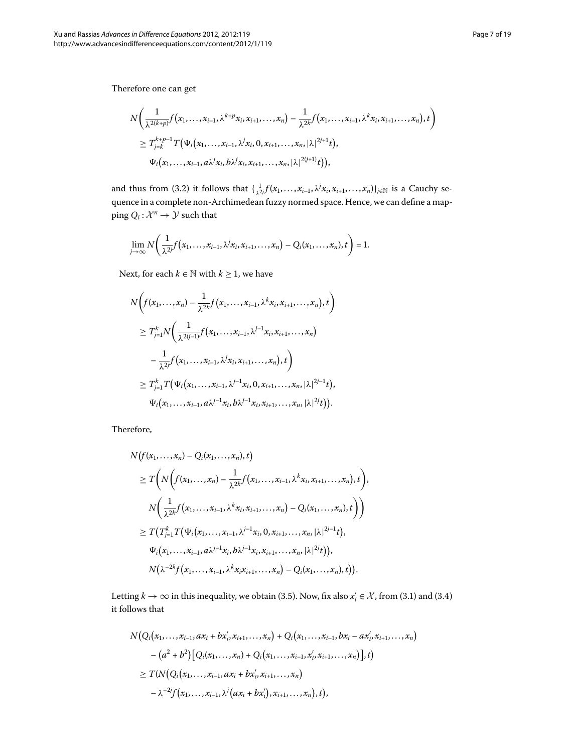Therefore one can get

$$
\begin{aligned}
&N\left(\frac{1}{\lambda^{2(k+p)}}f\big(x_1,\ldots,x_{i-1},\lambda^{k+p}x_i,x_{i+1},\ldots,x_n\big)-\frac{1}{\lambda^{2k}}f\big(x_1,\ldots,x_{i-1},\lambda^{k}x_i,x_{i+1},\ldots,x_n\big),t\right)\\
&\quad\geq T_{j=k}^{k+p-1}T\big(\Psi_i\big(x_1,\ldots,x_{i-1},\lambda^j x_i,0,x_{i+1},\ldots,x_n,|\lambda|^{2j+1}t\big),\\
&\qquad \Psi_i\big(x_1,\ldots,x_{i-1},a\lambda^j x_i,b\lambda^j x_i,x_{i+1},\ldots,x_n,|\lambda|^{2(j+1)}t\big)\big),
\end{aligned}
$$

and thus from (3.2) it follows that $\{\frac{1}{\lambda^{2j}}f(x_1,\ldots,x_{i-1},\lambda^j x_i,x_{i+1},\ldots,x_n)\}_{j\in\mathbb{N}}$ is a Cauchy sequence in a complete non-Archimedean fuzzy normed space. Hence, we can define a mapping $Q_i:\mathcal{X}^n\to\mathcal{Y}$ such that

$$
\lim_{j\to\infty}N\left(\frac{1}{\lambda^{2j}}f\big(x_1,\ldots,x_{i-1},\lambda^j x_i,x_{i+1},\ldots,x_n\big)-Q_i(x_1,\ldots,x_n),t\right)=1.
$$

Next, for each $k\in\mathbb{N}$ with $k\geq 1$, we have

$$
\begin{aligned}
&N\left(f(x_1,\ldots,x_n)-\frac{1}{\lambda^{2k}}f\big(x_1,\ldots,x_{i-1},\lambda^k x_i,x_{i+1},\ldots,x_n\big),t\right)\\
&\quad\geq T_{j=1}^{k}N\left(\frac{1}{\lambda^{2(j-1)}}f\big(x_1,\ldots,x_{i-1},\lambda^{j-1}x_i,x_{i+1},\ldots,x_n\big)\right.\\
&\qquad\left.-\frac{1}{\lambda^{2j}}f\big(x_1,\ldots,x_{i-1},\lambda^j x_i,x_{i+1},\ldots,x_n\big),t\right)\\
&\quad\geq T_{j=1}^{k}T\big(\Psi_i\big(x_1,\ldots,x_{i-1},\lambda^{j-1}x_i,0,x_{i+1},\ldots,x_n,|\lambda|^{2j-1}t\big),\\
&\qquad\Psi_i\big(x_1,\ldots,x_{i-1},a\lambda^{j-1}x_i,b\lambda^{j-1}x_i,x_{i+1},\ldots,x_n,|\lambda|^{2j}t\big)\big).
\end{aligned}
$$

Therefore,

$$
\begin{aligned}
&N\big(f(x_1,\ldots,x_n)-Q_i(x_1,\ldots,x_n),t\big)\\
&\quad\geq T\left(N\left(f(x_1,\ldots,x_n)-\frac{1}{\lambda^{2k}}f\big(x_1,\ldots,x_{i-1},\lambda^k x_i,x_{i+1},\ldots,x_n\big),t\right),\right.\\
&\qquad\left.N\left(\frac{1}{\lambda^{2k}}f\big(x_1,\ldots,x_{i-1},\lambda^k x_i,x_{i+1},\ldots,x_n\big)-Q_i(x_1,\ldots,x_n),t\right)\right)\\
&\quad\geq T\big(T_{j=1}^{k}T\big(\Psi_i\big(x_1,\ldots,x_{i-1},\lambda^{j-1}x_i,0,x_{i+1},\ldots,x_n,|\lambda|^{2j-1}t\big),\\
&\qquad\Psi_i\big(x_1,\ldots,x_{i-1},a\lambda^{j-1}x_i,b\lambda^{j-1}x_i,x_{i+1},\ldots,x_n,|\lambda|^{2j}t\big)\big),\\
&\qquad N\big(\lambda^{-2k}f\big(x_1,\ldots,x_{i-1},\lambda^k x_i x_{i+1},\ldots,x_n\big)-Q_i(x_1,\ldots,x_n),t\big)\big).
\end{aligned}
$$

Letting $k\to\infty$ in this inequality, we obtain (3.5). Now, fix also $x_i'\in\mathcal{X}$, from (3.1) and (3.4) it follows that

$$
\begin{aligned}
&N\big(Q_i\big(x_1,\ldots,x_{i-1},ax_i+bx_i',x_{i+1},\ldots,x_n\big)+Q_i\big(x_1,\ldots,x_{i-1},bx_i-ax_i',x_{i+1},\ldots,x_n\big)\\
&\qquad-\big(a^2+b^2\big)\big[Q_i(x_1,\ldots,x_n)+Q_i\big(x_1,\ldots,x_{i-1},x_i',x_{i+1},\ldots,x_n\big)\big],t\big)\\
&\quad\geq T(N\big(Q_i\big(x_1,\ldots,x_{i-1},ax_i+bx_i',x_{i+1},\ldots,x_n\big)\\
&\qquad-\lambda^{-2j}f\big(x_1,\ldots,x_{i-1},\lambda^j\big(ax_i+bx_i'\big),x_{i+1},\ldots,x_n\big),t\big),
\end{aligned}
$$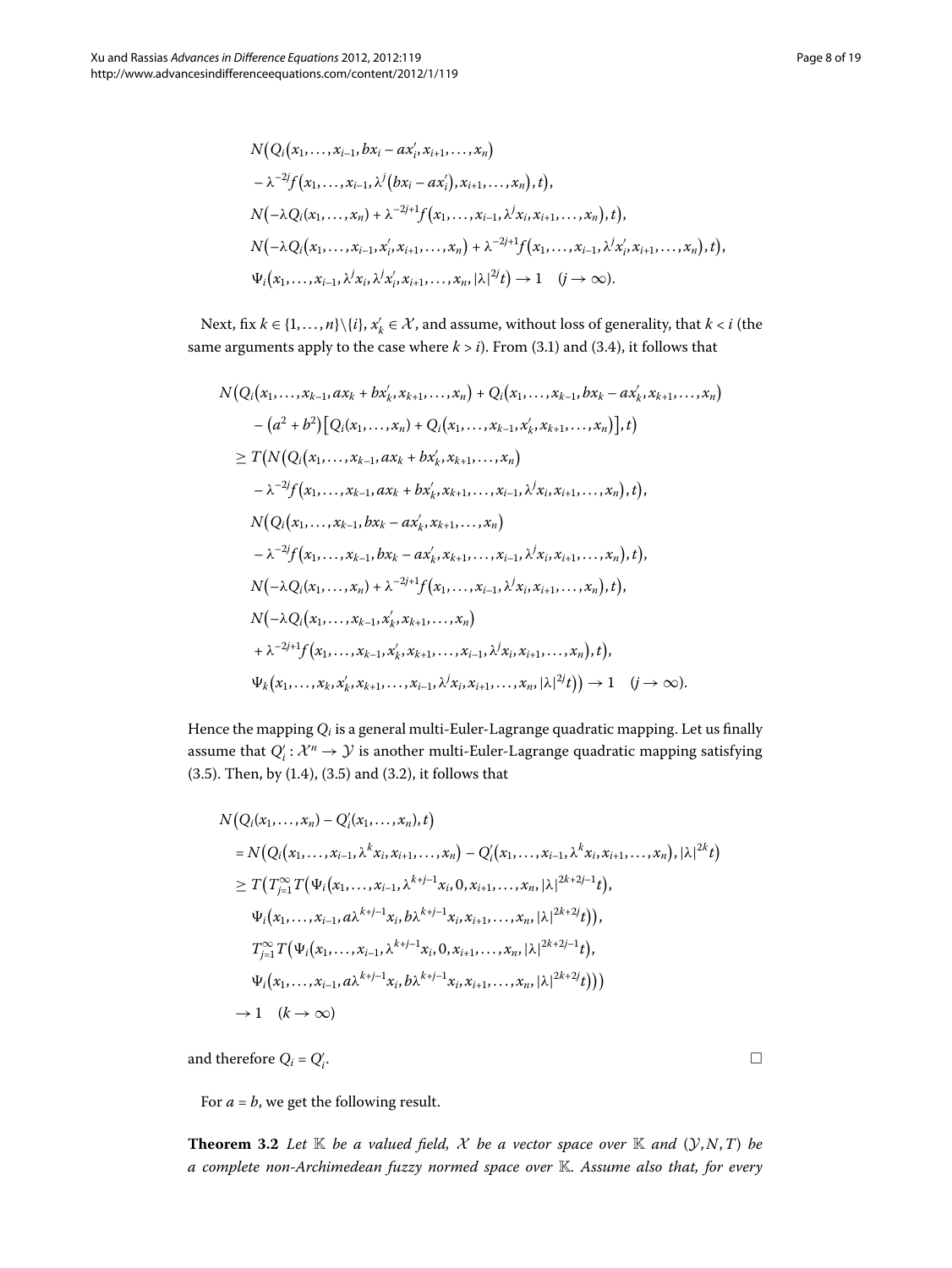$$
\begin{aligned}
& N\big(Q_i\big(x_1,\ldots,x_{i-1},bx_i-ax_i',x_{i+1},\ldots,x_n\big)\\
& \quad -\lambda^{-2j}f\big(x_1,\ldots,x_{i-1},\lambda^j\big(bx_i-ax_i'\big),x_{i+1},\ldots,x_n\big),t\big),\\
& N\big(-\lambda Q_i(x_1,\ldots,x_n)+\lambda^{-2j+1}f\big(x_1,\ldots,x_{i-1},\lambda^j x_i,x_{i+1},\ldots,x_n\big),t\big),\\
& N\big(-\lambda Q_i\big(x_1,\ldots,x_{i-1},x_i',x_{i+1},\ldots,x_n\big)+\lambda^{-2j+1}f\big(x_1,\ldots,x_{i-1},\lambda^j x_i',x_{i+1},\ldots,x_n\big),t\big),\\
& \Psi_i\big(x_1,\ldots,x_{i-1},\lambda^j x_i,\lambda^j x_i',x_{i+1},\ldots,x_n,|\lambda|^{2j}t\big)\to 1 \quad (j\to\infty).
\end{aligned}
$$

Next, fix $k\in\{1,\ldots,n\}\backslash\{i\}$, $x_k'\in\mathcal{X}$, and assume, without loss of generality, that $k<i$ (the same arguments apply to the case where $k>i$). From (3.1) and (3.4), it follows that

$$
\begin{aligned}
& N\big(Q_i\big(x_1,\ldots,x_{k-1},ax_k+bx_k',x_{k+1},\ldots,x_n\big)+Q_i\big(x_1,\ldots,x_{k-1},bx_k-ax_k',x_{k+1},\ldots,x_n\big)\\
& \quad -\big(a^2+b^2\big)\big[Q_i(x_1,\ldots,x_n)+Q_i\big(x_1,\ldots,x_{k-1},x_k',x_{k+1},\ldots,x_n\big)\big],t\big)\\
& \ge T\big(N\big(Q_i\big(x_1,\ldots,x_{k-1},ax_k+bx_k',x_{k+1},\ldots,x_n\big)\\
& \quad -\lambda^{-2j}f\big(x_1,\ldots,x_{k-1},ax_k+bx_k',x_{k+1},\ldots,x_{i-1},\lambda^j x_i,x_{i+1},\ldots,x_n\big),t\big),\\
& \quad N\big(Q_i\big(x_1,\ldots,x_{k-1},bx_k-ax_k',x_{k+1},\ldots,x_n\big)\\
& \quad -\lambda^{-2j}f\big(x_1,\ldots,x_{k-1},bx_k-ax_k',x_{k+1},\ldots,x_{i-1},\lambda^j x_i,x_{i+1},\ldots,x_n\big),t\big),\\
& \quad N\big(-\lambda Q_i(x_1,\ldots,x_n)+\lambda^{-2j+1}f\big(x_1,\ldots,x_{i-1},\lambda^j x_i,x_{i+1},\ldots,x_n\big),t\big),\\
& \quad N\big(-\lambda Q_i\big(x_1,\ldots,x_{k-1},x_k',x_{k+1},\ldots,x_n\big)\\
& \quad +\lambda^{-2j+1}f\big(x_1,\ldots,x_{k-1},x_k',x_{k+1},\ldots,x_{i-1},\lambda^j x_i,x_{i+1},\ldots,x_n\big),t\big),\\
& \quad \Psi_k\big(x_1,\ldots,x_k,x_k',x_{k+1},\ldots,x_{i-1},\lambda^j x_i,x_{i+1},\ldots,x_n,|\lambda|^{2j}t\big)\big)\to 1 \quad (j\to\infty).
\end{aligned}
$$

Hence the mapping $Q_i$ is a general multi-Euler-Lagrange quadratic mapping. Let us finally assume that $Q_i':\mathcal{X}^n\to\mathcal{Y}$ is another multi-Euler-Lagrange quadratic mapping satisfying (3.5). Then, by (1.4), (3.5) and (3.2), it follows that

$$
\begin{aligned}
& N\big(Q_i(x_1,\ldots,x_n)-Q_i'(x_1,\ldots,x_n),t\big)\\
& = N\big(Q_i\big(x_1,\ldots,x_{i-1},\lambda^k x_i,x_{i+1},\ldots,x_n\big)-Q_i'\big(x_1,\ldots,x_{i-1},\lambda^k x_i,x_{i+1},\ldots,x_n\big),|\lambda|^{2k}t\big)\\
& \ge T\big(T_{j=1}^{\infty}T\big(\Psi_i\big(x_1,\ldots,x_{i-1},\lambda^{k+j-1}x_i,0,x_{i+1},\ldots,x_n,|\lambda|^{2k+2j-1}t\big),\\
& \quad \Psi_i\big(x_1,\ldots,x_{i-1},a\lambda^{k+j-1}x_i,b\lambda^{k+j-1}x_i,x_{i+1},\ldots,x_n,|\lambda|^{2k+2j}t\big)\big),\\
& \quad T_{j=1}^{\infty}T\big(\Psi_i\big(x_1,\ldots,x_{i-1},\lambda^{k+j-1}x_i,0,x_{i+1},\ldots,x_n,|\lambda|^{2k+2j-1}t\big),\\
& \quad \Psi_i\big(x_1,\ldots,x_{i-1},a\lambda^{k+j-1}x_i,b\lambda^{k+j-1}x_i,x_{i+1},\ldots,x_n,|\lambda|^{2k+2j}t\big)\big)\big)\\
& \to 1 \quad (k\to\infty)
\end{aligned}
$$

and therefore $Q_i=Q_i'$. □

For $a=b$, we get the following result.

**Theorem 3.2** *Let $\mathbb{K}$ be a valued field, $\mathcal{X}$ be a vector space over $\mathbb{K}$ and $(\mathcal{Y},N,T)$ be a complete non-Archimedean fuzzy normed space over $\mathbb{K}$. Assume also that, for every*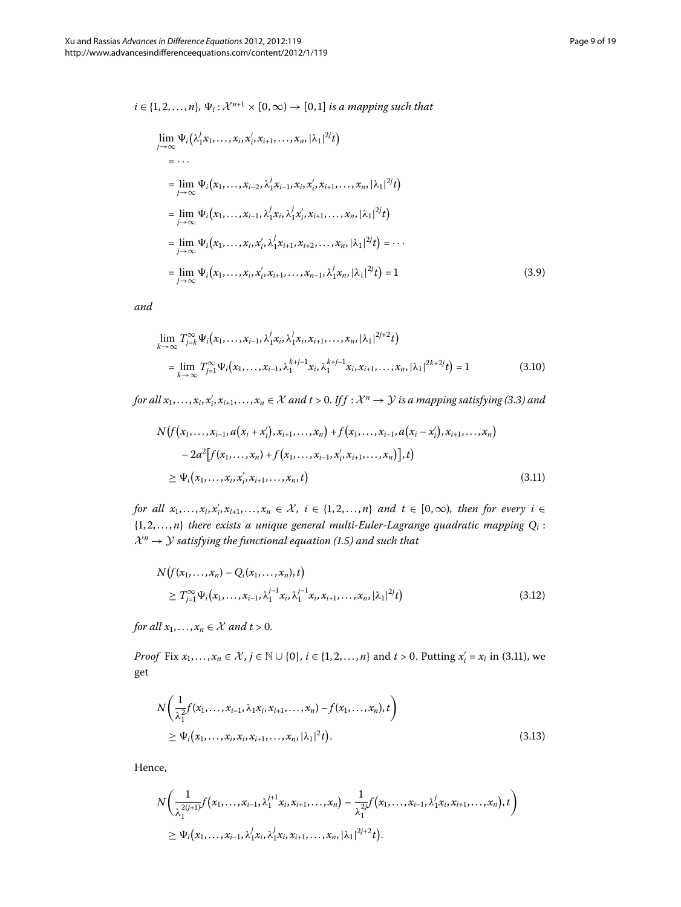*$i \in \{1, 2, \ldots, n\}$, $\Psi_i : \mathcal{X}^{n+1} \times [0, \infty) \to [0, 1]$ is a mapping such that*

$$
\begin{aligned}
&\lim_{j\to\infty} \Psi_i\big(\lambda_1^j x_1, \ldots, x_i, x_i', x_{i+1}, \ldots, x_n, |\lambda_1|^{2j} t\big) \\
&\quad = \cdots \\
&\quad = \lim_{j\to\infty} \Psi_i\big(x_1, \ldots, x_{i-2}, \lambda_1^j x_{i-1}, x_i, x_i', x_{i+1}, \ldots, x_n, |\lambda_1|^{2j} t\big) \\
&\quad = \lim_{j\to\infty} \Psi_i\big(x_1, \ldots, x_{i-1}, \lambda_1^j x_i, \lambda_1^j x_i', x_{i+1}, \ldots, x_n, |\lambda_1|^{2j} t\big) \\
&\quad = \lim_{j\to\infty} \Psi_i\big(x_1, \ldots, x_i, x_i', \lambda_1^j x_{i+1}, x_{i+2}, \ldots, x_n, |\lambda_1|^{2j} t\big) = \cdots \\
&\quad = \lim_{j\to\infty} \Psi_i\big(x_1, \ldots, x_i, x_i', x_{i+1}, \ldots, x_{n-1}, \lambda_1^j x_n, |\lambda_1|^{2j} t\big) = 1
\end{aligned} \tag{3.9}
$$

*and*

$$
\begin{aligned}
&\lim_{k\to\infty} T_{j=k}^{\infty} \Psi_i\big(x_1, \ldots, x_{i-1}, \lambda_1^j x_i, \lambda_1^j x_i, x_{i+1}, \ldots, x_n, |\lambda_1|^{2j+2} t\big) \\
&\quad = \lim_{k\to\infty} T_{j=1}^{\infty} \Psi_i\big(x_1, \ldots, x_{i-1}, \lambda_1^{k+j-1} x_i, \lambda_1^{k+j-1} x_i, x_{i+1}, \ldots, x_n, |\lambda_1|^{2k+2j} t\big) = 1
\end{aligned} \tag{3.10}
$$

*for all $x_1, \ldots, x_i, x_i', x_{i+1}, \ldots, x_n \in \mathcal{X}$ and $t > 0$. If $f : \mathcal{X}^n \to \mathcal{Y}$ is a mapping satisfying (3.3) and*

$$
\begin{aligned}
&N\big(f\big(x_1, \ldots, x_{i-1}, a(x_i + x_i'), x_{i+1}, \ldots, x_n\big) + f\big(x_1, \ldots, x_{i-1}, a(x_i - x_i'), x_{i+1}, \ldots, x_n\big) \\
&\qquad - 2a^2\big[f(x_1, \ldots, x_n) + f\big(x_1, \ldots, x_{i-1}, x_i', x_{i+1}, \ldots, x_n\big)\big], t\big) \\
&\quad \geq \Psi_i\big(x_1, \ldots, x_i, x_i', x_{i+1}, \ldots, x_n, t\big)
\end{aligned} \tag{3.11}
$$

*for all $x_1, \ldots, x_i, x_i', x_{i+1}, \ldots, x_n \in \mathcal{X}$, $i \in \{1, 2, \ldots, n\}$ and $t \in [0, \infty)$, then for every $i \in \{1, 2, \ldots, n\}$ there exists a unique general multi-Euler-Lagrange quadratic mapping $Q_i : \mathcal{X}^n \to \mathcal{Y}$ satisfying the functional equation (1.5) and such that*

$$
\begin{aligned}
&N\big(f(x_1, \ldots, x_n) - Q_i(x_1, \ldots, x_n), t\big) \\
&\quad \geq T_{j=1}^{\infty} \Psi_i\big(x_1, \ldots, x_{i-1}, \lambda_1^{j-1} x_i, \lambda_1^{j-1} x_i, x_{i+1}, \ldots, x_n, |\lambda_1|^{2j} t\big)
\end{aligned} \tag{3.12}
$$

*for all $x_1, \ldots, x_n \in \mathcal{X}$ and $t > 0$.*

*Proof* Fix $x_1, \ldots, x_n \in \mathcal{X}$, $j \in \mathbb{N} \cup \{0\}$, $i \in \{1, 2, \ldots, n\}$ and $t > 0$. Putting $x_i' = x_i$ in (3.11), we get

$$
\begin{aligned}
&N\left(\frac{1}{\lambda_1^2} f(x_1, \ldots, x_{i-1}, \lambda_1 x_i, x_{i+1}, \ldots, x_n) - f(x_1, \ldots, x_n), t\right) \\
&\quad \geq \Psi_i\big(x_1, \ldots, x_i, x_i, x_{i+1}, \ldots, x_n, |\lambda_1|^2 t\big).
\end{aligned} \tag{3.13}
$$

Hence,

$$
\begin{aligned}
&N\left(\frac{1}{\lambda_1^{2(j+1)}} f\big(x_1, \ldots, x_{i-1}, \lambda_1^{j+1} x_i, x_{i+1}, \ldots, x_n\big) - \frac{1}{\lambda_1^{2j}} f\big(x_1, \ldots, x_{i-1}, \lambda_1^j x_i, x_{i+1}, \ldots, x_n\big), t\right) \\
&\quad \geq \Psi_i\big(x_1, \ldots, x_{i-1}, \lambda_1^j x_i, \lambda_1^j x_i, x_{i+1}, \ldots, x_n, |\lambda_1|^{2j+2} t\big).
\end{aligned}
$$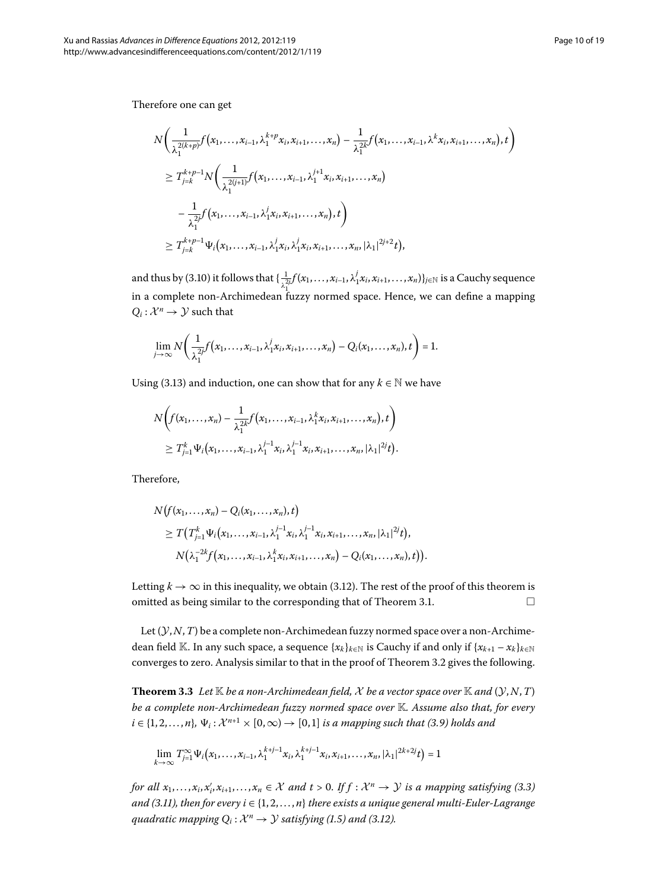Therefore one can get

$$
\begin{aligned}
&N\left(\frac{1}{\lambda_1^{2(k+p)}}f\left(x_1,\ldots,x_{i-1},\lambda_1^{k+p}x_i,x_{i+1},\ldots,x_n\right)-\frac{1}{\lambda_1^{2k}}f\left(x_1,\ldots,x_{i-1},\lambda^k x_i,x_{i+1},\ldots,x_n\right),t\right)\\
&\quad\geq T_{j=k}^{k+p-1}N\left(\frac{1}{\lambda_1^{2(j+1)}}f\left(x_1,\ldots,x_{i-1},\lambda_1^{j+1}x_i,x_{i+1},\ldots,x_n\right)\right.\\
&\qquad\left.-\frac{1}{\lambda_1^{2j}}f\left(x_1,\ldots,x_{i-1},\lambda_1^{j}x_i,x_{i+1},\ldots,x_n\right),t\right)\\
&\quad\geq T_{j=k}^{k+p-1}\Psi_i\left(x_1,\ldots,x_{i-1},\lambda_1^{j}x_i,\lambda_1^{j}x_i,x_{i+1},\ldots,x_n,|\lambda_1|^{2j+2}t\right),
\end{aligned}
$$

and thus by (3.10) it follows that $\{\frac{1}{\lambda_1^{2j}}f(x_1,\ldots,x_{i-1},\lambda_1^{j}x_i,x_{i+1},\ldots,x_n)\}_{j\in\mathbb{N}}$ is a Cauchy sequence in a complete non-Archimedean fuzzy normed space. Hence, we can define a mapping $Q_i:\mathcal{X}^n\to\mathcal{Y}$ such that

$$
\lim_{j\to\infty}N\left(\frac{1}{\lambda_1^{2j}}f\left(x_1,\ldots,x_{i-1},\lambda_1^{j}x_i,x_{i+1},\ldots,x_n\right)-Q_i(x_1,\ldots,x_n),t\right)=1.
$$

Using (3.13) and induction, one can show that for any $k\in\mathbb{N}$ we have

$$
\begin{aligned}
&N\left(f(x_1,\ldots,x_n)-\frac{1}{\lambda_1^{2k}}f\left(x_1,\ldots,x_{i-1},\lambda_1^{k}x_i,x_{i+1},\ldots,x_n\right),t\right)\\
&\quad\geq T_{j=1}^{k}\Psi_i\left(x_1,\ldots,x_{i-1},\lambda_1^{j-1}x_i,\lambda_1^{j-1}x_i,x_{i+1},\ldots,x_n,|\lambda_1|^{2j}t\right).
\end{aligned}
$$

Therefore,

$$
\begin{aligned}
&N\left(f(x_1,\ldots,x_n)-Q_i(x_1,\ldots,x_n),t\right)\\
&\quad\geq T\left(T_{j=1}^{k}\Psi_i\left(x_1,\ldots,x_{i-1},\lambda_1^{j-1}x_i,\lambda_1^{j-1}x_i,x_{i+1},\ldots,x_n,|\lambda_1|^{2j}t\right),\right.\\
&\qquad\left.N\left(\lambda_1^{-2k}f\left(x_1,\ldots,x_{i-1},\lambda_1^{k}x_i,x_{i+1},\ldots,x_n\right)-Q_i(x_1,\ldots,x_n),t\right)\right).
\end{aligned}
$$

Letting $k\to\infty$ in this inequality, we obtain (3.12). The rest of the proof of this theorem is omitted as being similar to the corresponding that of Theorem 3.1. □

Let $(\mathcal{Y},N,T)$ be a complete non-Archimedean fuzzy normed space over a non-Archimedean field $\mathbb{K}$. In any such space, a sequence $\{x_k\}_{k\in\mathbb{N}}$ is Cauchy if and only if $\{x_{k+1}-x_k\}_{k\in\mathbb{N}}$ converges to zero. Analysis similar to that in the proof of Theorem 3.2 gives the following.

**Theorem 3.3** *Let $\mathbb{K}$ be a non-Archimedean field, $\mathcal{X}$ be a vector space over $\mathbb{K}$ and $(\mathcal{Y},N,T)$ be a complete non-Archimedean fuzzy normed space over $\mathbb{K}$. Assume also that, for every $i\in\{1,2,\ldots,n\}$, $\Psi_i:\mathcal{X}^{n+1}\times[0,\infty)\to[0,1]$ is a mapping such that (3.9) holds and*

$$
\lim_{k\to\infty}T_{j=1}^{\infty}\Psi_i\left(x_1,\ldots,x_{i-1},\lambda_1^{k+j-1}x_i,\lambda_1^{k+j-1}x_i,x_{i+1},\ldots,x_n,|\lambda_1|^{2k+2j}t\right)=1
$$

*for all $x_1,\ldots,x_i,x_i',x_{i+1},\ldots,x_n\in\mathcal{X}$ and $t>0$. If $f:\mathcal{X}^n\to\mathcal{Y}$ is a mapping satisfying (3.3) and (3.11), then for every $i\in\{1,2,\ldots,n\}$ there exists a unique general multi-Euler-Lagrange quadratic mapping $Q_i:\mathcal{X}^n\to\mathcal{Y}$ satisfying (1.5) and (3.12).*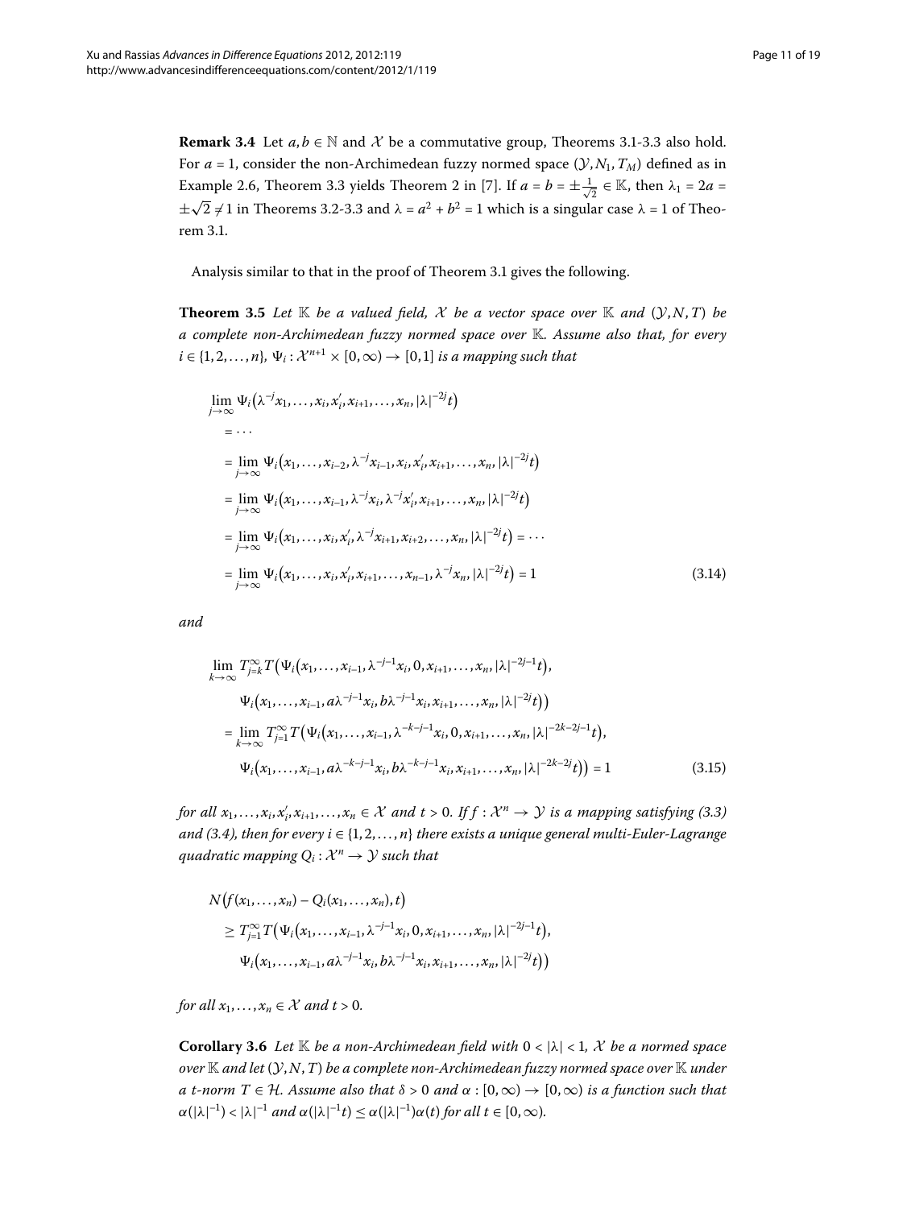**Remark 3.4** Let $a, b \in \mathbb{N}$ and $\mathcal{X}$ be a commutative group, Theorems 3.1-3.3 also hold. For $a = 1$, consider the non-Archimedean fuzzy normed space $(\mathcal{Y}, N_1, T_M)$ defined as in Example 2.6, Theorem 3.3 yields Theorem 2 in [7]. If $a = b = \pm\frac{1}{\sqrt{2}} \in \mathbb{K}$, then $\lambda_1 = 2a = \pm\sqrt{2} \neq 1$ in Theorems 3.2-3.3 and $\lambda = a^2 + b^2 = 1$ which is a singular case $\lambda = 1$ of Theorem 3.1.

Analysis similar to that in the proof of Theorem 3.1 gives the following.

**Theorem 3.5** *Let $\mathbb{K}$ be a valued field, $\mathcal{X}$ be a vector space over $\mathbb{K}$ and $(\mathcal{Y}, N, T)$ be a complete non-Archimedean fuzzy normed space over $\mathbb{K}$. Assume also that, for every $i \in \{1, 2, \ldots, n\}$, $\Psi_i : \mathcal{X}^{n+1} \times [0, \infty) \to [0, 1]$ is a mapping such that*

$$
\begin{aligned}
&\lim_{j\to\infty} \Psi_i\big(\lambda^{-j}x_1, \ldots, x_i, x_i', x_{i+1}, \ldots, x_n, |\lambda|^{-2j}t\big) \\
&\quad = \cdots \\
&\quad = \lim_{j\to\infty} \Psi_i\big(x_1, \ldots, x_{i-2}, \lambda^{-j}x_{i-1}, x_i, x_i', x_{i+1}, \ldots, x_n, |\lambda|^{-2j}t\big) \\
&\quad = \lim_{j\to\infty} \Psi_i\big(x_1, \ldots, x_{i-1}, \lambda^{-j}x_i, \lambda^{-j}x_i', x_{i+1}, \ldots, x_n, |\lambda|^{-2j}t\big) \\
&\quad = \lim_{j\to\infty} \Psi_i\big(x_1, \ldots, x_i, x_i', \lambda^{-j}x_{i+1}, x_{i+2}, \ldots, x_n, |\lambda|^{-2j}t\big) = \cdots \\
&\quad = \lim_{j\to\infty} \Psi_i\big(x_1, \ldots, x_i, x_i', x_{i+1}, \ldots, x_{n-1}, \lambda^{-j}x_n, |\lambda|^{-2j}t\big) = 1
\end{aligned}
\tag{3.14}
$$

*and*

$$
\begin{aligned}
&\lim_{k\to\infty} T_{j=k}^{\infty} T\big(\Psi_i\big(x_1, \ldots, x_{i-1}, \lambda^{-j-1}x_i, 0, x_{i+1}, \ldots, x_n, |\lambda|^{-2j-1}t\big), \\
&\qquad \Psi_i\big(x_1, \ldots, x_{i-1}, a\lambda^{-j-1}x_i, b\lambda^{-j-1}x_i, x_{i+1}, \ldots, x_n, |\lambda|^{-2j}t\big)\big) \\
&\quad = \lim_{k\to\infty} T_{j=1}^{\infty} T\big(\Psi_i\big(x_1, \ldots, x_{i-1}, \lambda^{-k-j-1}x_i, 0, x_{i+1}, \ldots, x_n, |\lambda|^{-2k-2j-1}t\big), \\
&\qquad \Psi_i\big(x_1, \ldots, x_{i-1}, a\lambda^{-k-j-1}x_i, b\lambda^{-k-j-1}x_i, x_{i+1}, \ldots, x_n, |\lambda|^{-2k-2j}t\big)\big) = 1
\end{aligned}
\tag{3.15}
$$

*for all $x_1, \ldots, x_i, x_i', x_{i+1}, \ldots, x_n \in \mathcal{X}$ and $t > 0$. If $f : \mathcal{X}^n \to \mathcal{Y}$ is a mapping satisfying (3.3) and (3.4), then for every $i \in \{1, 2, \ldots, n\}$ there exists a unique general multi-Euler-Lagrange quadratic mapping $Q_i : \mathcal{X}^n \to \mathcal{Y}$ such that*

$$
\begin{aligned}
&N\big(f(x_1, \ldots, x_n) - Q_i(x_1, \ldots, x_n), t\big) \\
&\quad \geq T_{j=1}^{\infty} T\big(\Psi_i\big(x_1, \ldots, x_{i-1}, \lambda^{-j-1}x_i, 0, x_{i+1}, \ldots, x_n, |\lambda|^{-2j-1}t\big), \\
&\qquad \Psi_i\big(x_1, \ldots, x_{i-1}, a\lambda^{-j-1}x_i, b\lambda^{-j-1}x_i, x_{i+1}, \ldots, x_n, |\lambda|^{-2j}t\big)\big)
\end{aligned}
$$

*for all $x_1, \ldots, x_n \in \mathcal{X}$ and $t > 0$.*

**Corollary 3.6** *Let $\mathbb{K}$ be a non-Archimedean field with $0 < |\lambda| < 1$, $\mathcal{X}$ be a normed space over $\mathbb{K}$ and let $(\mathcal{Y}, N, T)$ be a complete non-Archimedean fuzzy normed space over $\mathbb{K}$ under a t-norm $T \in \mathcal{H}$. Assume also that $\delta > 0$ and $\alpha : [0, \infty) \to [0, \infty)$ is a function such that $\alpha(|\lambda|^{-1}) < |\lambda|^{-1}$ and $\alpha(|\lambda|^{-1}t) \leq \alpha(|\lambda|^{-1})\alpha(t)$ for all $t \in [0, \infty)$.*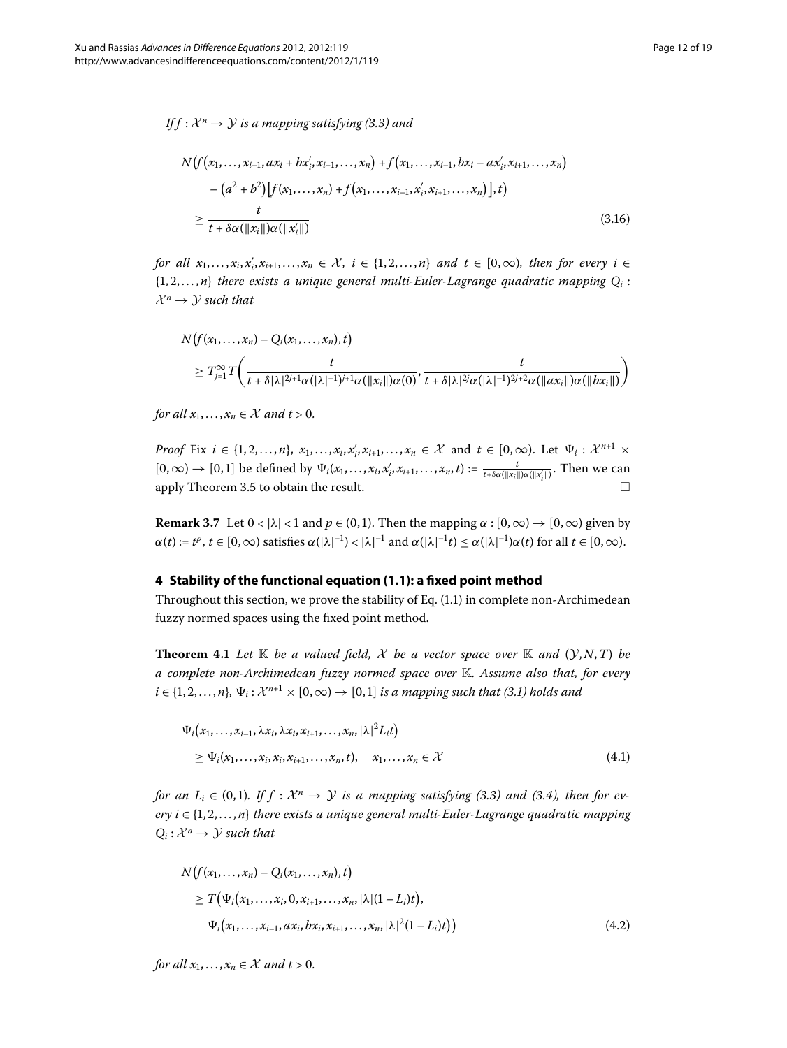*If* $f : \mathcal{X}^n \to \mathcal{Y}$ *is a mapping satisfying (3.3) and*

$$
\begin{aligned}
&N\big(f(x_1,\dots,x_{i-1},ax_i+bx_i',x_{i+1},\dots,x_n)+f(x_1,\dots,x_{i-1},bx_i-ax_i',x_{i+1},\dots,x_n)\\
&\quad-(a^2+b^2)\big[f(x_1,\dots,x_n)+f(x_1,\dots,x_{i-1},x_i',x_{i+1},\dots,x_n)\big],t\big)\\
&\quad\geq \frac{t}{t+\delta\alpha(\|x_i\|)\alpha(\|x_i'\|)}
\end{aligned}
\tag{3.16}
$$

*for all* $x_1,\dots,x_i,x_i',x_{i+1},\dots,x_n \in \mathcal{X}$, $i \in \{1,2,\dots,n\}$ *and* $t \in [0,\infty)$, *then for every* $i \in \{1,2,\dots,n\}$ *there exists a unique general multi-Euler-Lagrange quadratic mapping* $Q_i : \mathcal{X}^n \to \mathcal{Y}$ *such that*

$$
\begin{aligned}
&N\big(f(x_1,\dots,x_n)-Q_i(x_1,\dots,x_n),t\big)\\
&\quad\geq T_{j=1}^{\infty}T\bigg(\frac{t}{t+\delta|\lambda|^{2j+1}\alpha(|\lambda|^{-1})^{j+1}\alpha(\|x_i\|)\alpha(0)},\frac{t}{t+\delta|\lambda|^{2j}\alpha(|\lambda|^{-1})^{2j+2}\alpha(\|ax_i\|)\alpha(\|bx_i\|)}\bigg)
\end{aligned}
$$

*for all* $x_1,\dots,x_n \in \mathcal{X}$ *and* $t > 0$.

*Proof* Fix $i \in \{1,2,\dots,n\}$, $x_1,\dots,x_i,x_i',x_{i+1},\dots,x_n \in \mathcal{X}$ and $t \in [0,\infty)$. Let $\Psi_i : \mathcal{X}^{n+1} \times [0,\infty) \to [0,1]$ be defined by $\Psi_i(x_1,\dots,x_i,x_i',x_{i+1},\dots,x_n,t) := \frac{t}{t+\delta\alpha(\|x_i\|)\alpha(\|x_i'\|)}$. Then we can apply Theorem 3.5 to obtain the result. □

**Remark 3.7** Let $0 < |\lambda| < 1$ and $p \in (0,1)$. Then the mapping $\alpha : [0,\infty) \to [0,\infty)$ given by $\alpha(t) := t^p$, $t \in [0,\infty)$ satisfies $\alpha(|\lambda|^{-1}) < |\lambda|^{-1}$ and $\alpha(|\lambda|^{-1}t) \leq \alpha(|\lambda|^{-1})\alpha(t)$ for all $t \in [0,\infty)$.

## 4 Stability of the functional equation (1.1): a fixed point method

Throughout this section, we prove the stability of Eq. (1.1) in complete non-Archimedean fuzzy normed spaces using the fixed point method.

**Theorem 4.1** *Let* $\mathbb{K}$ *be a valued field,* $\mathcal{X}$ *be a vector space over* $\mathbb{K}$ *and* $(\mathcal{Y},N,T)$ *be a complete non-Archimedean fuzzy normed space over* $\mathbb{K}$. *Assume also that, for every* $i \in \{1,2,\dots,n\}$, $\Psi_i : \mathcal{X}^{n+1} \times [0,\infty) \to [0,1]$ *is a mapping such that (3.1) holds and*

$$
\begin{aligned}
&\Psi_i\big(x_1,\dots,x_{i-1},\lambda x_i,\lambda x_i,x_{i+1},\dots,x_n,|\lambda|^2L_it\big)\\
&\quad\geq \Psi_i(x_1,\dots,x_i,x_i,x_{i+1},\dots,x_n,t),\quad x_1,\dots,x_n \in \mathcal{X}
\end{aligned}
\tag{4.1}
$$

*for an* $L_i \in (0,1)$. *If* $f : \mathcal{X}^n \to \mathcal{Y}$ *is a mapping satisfying (3.3) and (3.4), then for every* $i \in \{1,2,\dots,n\}$ *there exists a unique general multi-Euler-Lagrange quadratic mapping* $Q_i : \mathcal{X}^n \to \mathcal{Y}$ *such that*

$$
\begin{aligned}
&N\big(f(x_1,\dots,x_n)-Q_i(x_1,\dots,x_n),t\big)\\
&\quad\geq T\big(\Psi_i(x_1,\dots,x_i,0,x_{i+1},\dots,x_n,|\lambda|(1-L_i)t),\\
&\qquad\Psi_i(x_1,\dots,x_{i-1},ax_i,bx_i,x_{i+1},\dots,x_n,|\lambda|^2(1-L_i)t)\big)
\end{aligned}
\tag{4.2}
$$

*for all* $x_1,\dots,x_n \in \mathcal{X}$ *and* $t > 0$.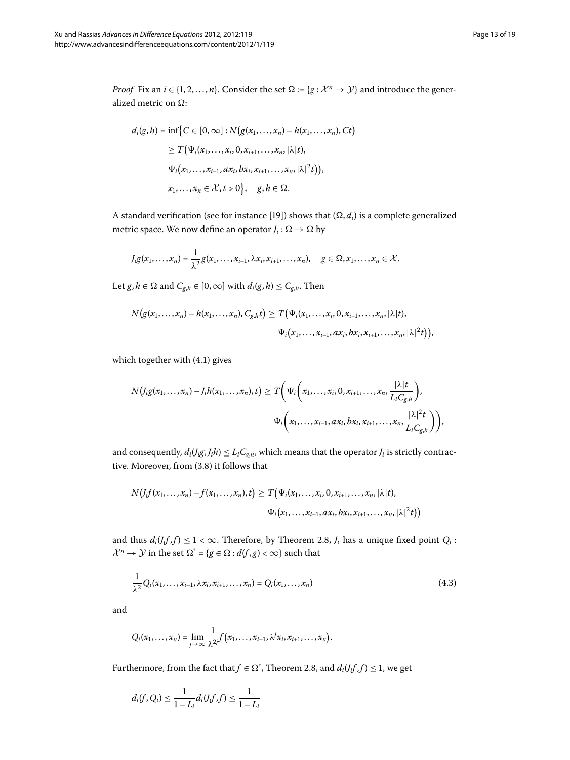*Proof* Fix an $i \in \{1, 2, \ldots, n\}$. Consider the set $\Omega := \{g : \mathcal{X}^n \to \mathcal{Y}\}$ and introduce the generalized metric on $\Omega$:

$$\begin{aligned} d_i(g,h) = \inf\big\{C \in [0,\infty] : N\big(g(x_1,\ldots,x_n) - h(x_1,\ldots,x_n), Ct\big) \\ \geq T\big(\Psi_i(x_1,\ldots,x_i,0,x_{i+1},\ldots,x_n,|\lambda|t), \\ \Psi_i\big(x_1,\ldots,x_{i-1},ax_i,bx_i,x_{i+1},\ldots,x_n,|\lambda|^2t\big)\big), \\ x_1,\ldots,x_n \in \mathcal{X}, t > 0\big\}, \quad g,h \in \Omega. \end{aligned}$$

A standard verification (see for instance [19]) shows that $(\Omega, d_i)$ is a complete generalized metric space. We now define an operator $J_i : \Omega \to \Omega$ by

$$J_i g(x_1,\ldots,x_n) = \frac{1}{\lambda^2} g(x_1,\ldots,x_{i-1},\lambda x_i,x_{i+1},\ldots,x_n), \quad g \in \Omega, x_1,\ldots,x_n \in \mathcal{X}.$$

Let $g, h \in \Omega$ and $C_{g,h} \in [0,\infty]$ with $d_i(g,h) \leq C_{g,h}$. Then

$$\begin{aligned} N\big(g(x_1,\ldots,x_n) - h(x_1,\ldots,x_n), C_{g,h}t\big) \geq T\big(\Psi_i(x_1,\ldots,x_i,0,x_{i+1},\ldots,x_n,|\lambda|t), \\ \Psi_i\big(x_1,\ldots,x_{i-1},ax_i,bx_i,x_{i+1},\ldots,x_n,|\lambda|^2t\big)\big), \end{aligned}$$

which together with (4.1) gives

$$\begin{aligned} N\big(J_i g(x_1,\ldots,x_n) - J_i h(x_1,\ldots,x_n), t\big) \geq T\bigg(\Psi_i\bigg(x_1,\ldots,x_i,0,x_{i+1},\ldots,x_n,\frac{|\lambda|t}{L_i C_{g,h}}\bigg), \\ \Psi_i\bigg(x_1,\ldots,x_{i-1},ax_i,bx_i,x_{i+1},\ldots,x_n,\frac{|\lambda|^2 t}{L_i C_{g,h}}\bigg)\bigg), \end{aligned}$$

and consequently, $d_i(J_i g, J_i h) \leq L_i C_{g,h}$, which means that the operator $J_i$ is strictly contractive. Moreover, from (3.8) it follows that

$$\begin{aligned} N\big(J_i f(x_1,\ldots,x_n) - f(x_1,\ldots,x_n), t\big) \geq T\big(\Psi_i(x_1,\ldots,x_i,0,x_{i+1},\ldots,x_n,|\lambda|t), \\ \Psi_i\big(x_1,\ldots,x_{i-1},ax_i,bx_i,x_{i+1},\ldots,x_n,|\lambda|^2t\big)\big) \end{aligned}$$

and thus $d_i(J_i f, f) \leq 1 < \infty$. Therefore, by Theorem 2.8, $J_i$ has a unique fixed point $Q_i : \mathcal{X}^n \to \mathcal{Y}$ in the set $\Omega^* = \{g \in \Omega : d(f,g) < \infty\}$ such that

$$\frac{1}{\lambda^2} Q_i(x_1,\ldots,x_{i-1},\lambda x_i,x_{i+1},\ldots,x_n) = Q_i(x_1,\ldots,x_n) \tag{4.3}$$

and

$$Q_i(x_1,\ldots,x_n) = \lim_{j\to\infty} \frac{1}{\lambda^{2j}} f\big(x_1,\ldots,x_{i-1},\lambda^j x_i,x_{i+1},\ldots,x_n\big).$$

Furthermore, from the fact that $f \in \Omega^*$, Theorem 2.8, and $d_i(J_i f, f) \leq 1$, we get

$$d_i(f, Q_i) \leq \frac{1}{1 - L_i} d_i(J_i f, f) \leq \frac{1}{1 - L_i}$$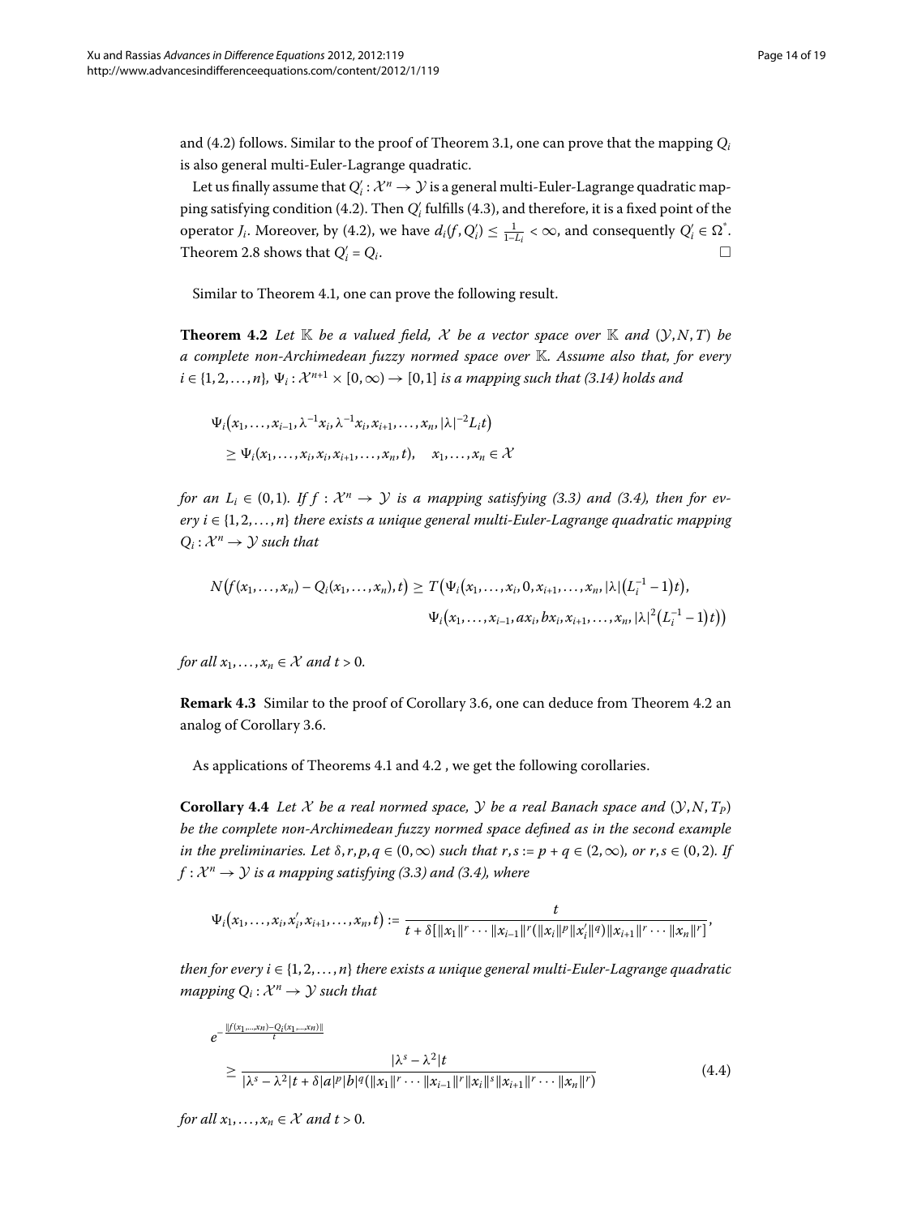and (4.2) follows. Similar to the proof of Theorem 3.1, one can prove that the mapping $Q_i$ is also general multi-Euler-Lagrange quadratic.

Let us finally assume that $Q_i' : \mathcal{X}^n \to \mathcal{Y}$ is a general multi-Euler-Lagrange quadratic mapping satisfying condition (4.2). Then $Q_i'$ fulfills (4.3), and therefore, it is a fixed point of the operator $J_i$. Moreover, by (4.2), we have $d_i(f, Q_i') \leq \frac{1}{1-L_i} < \infty$, and consequently $Q_i' \in \Omega^*$. Theorem 2.8 shows that $Q_i' = Q_i$. □

Similar to Theorem 4.1, one can prove the following result.

**Theorem 4.2** *Let $\mathbb{K}$ be a valued field, $\mathcal{X}$ be a vector space over $\mathbb{K}$ and $(\mathcal{Y}, N, T)$ be a complete non-Archimedean fuzzy normed space over $\mathbb{K}$. Assume also that, for every $i \in \{1, 2, \dots, n\}$, $\Psi_i : \mathcal{X}^{n+1} \times [0, \infty) \to [0, 1]$ is a mapping such that (3.14) holds and*

$$\Psi_i\big(x_1, \dots, x_{i-1}, \lambda^{-1}x_i, \lambda^{-1}x_i, x_{i+1}, \dots, x_n, |\lambda|^{-2}L_i t\big) \\ \geq \Psi_i(x_1, \dots, x_i, x_i, x_{i+1}, \dots, x_n, t), \quad x_1, \dots, x_n \in \mathcal{X}$$

*for an $L_i \in (0, 1)$. If $f : \mathcal{X}^n \to \mathcal{Y}$ is a mapping satisfying (3.3) and (3.4), then for every $i \in \{1, 2, \dots, n\}$ there exists a unique general multi-Euler-Lagrange quadratic mapping $Q_i : \mathcal{X}^n \to \mathcal{Y}$ such that*

$$N\big(f(x_1, \dots, x_n) - Q_i(x_1, \dots, x_n), t\big) \geq T\big(\Psi_i\big(x_1, \dots, x_i, 0, x_{i+1}, \dots, x_n, |\lambda|\big(L_i^{-1} - 1\big)t\big), \\ \Psi_i\big(x_1, \dots, x_{i-1}, ax_i, bx_i, x_{i+1}, \dots, x_n, |\lambda|^2\big(L_i^{-1} - 1\big)t\big)\big)$$

*for all $x_1, \dots, x_n \in \mathcal{X}$ and $t > 0$.*

**Remark 4.3** Similar to the proof of Corollary 3.6, one can deduce from Theorem 4.2 an analog of Corollary 3.6.

As applications of Theorems 4.1 and 4.2 , we get the following corollaries.

**Corollary 4.4** *Let $\mathcal{X}$ be a real normed space, $\mathcal{Y}$ be a real Banach space and $(\mathcal{Y}, N, T_P)$ be the complete non-Archimedean fuzzy normed space defined as in the second example in the preliminaries. Let $\delta, r, p, q \in (0, \infty)$ such that $r, s := p + q \in (2, \infty)$, or $r, s \in (0, 2)$. If $f : \mathcal{X}^n \to \mathcal{Y}$ is a mapping satisfying (3.3) and (3.4), where*

$$\Psi_i\big(x_1, \dots, x_i, x_i', x_{i+1}, \dots, x_n, t\big) := \frac{t}{t + \delta[\|x_1\|^r \cdots \|x_{i-1}\|^r(\|x_i\|^p\|x_i'\|^q)\|x_{i+1}\|^r \cdots \|x_n\|^r]},$$

*then for every $i \in \{1, 2, \dots, n\}$ there exists a unique general multi-Euler-Lagrange quadratic mapping $Q_i : \mathcal{X}^n \to \mathcal{Y}$ such that*

$$e^{-\frac{\|f(x_1,\dots,x_n) - Q_i(x_1,\dots,x_n)\|}{t}} \\ \geq \frac{|\lambda^s - \lambda^2|t}{|\lambda^s - \lambda^2|t + \delta|a|^p|b|^q(\|x_1\|^r \cdots \|x_{i-1}\|^r\|x_i\|^s\|x_{i+1}\|^r \cdots \|x_n\|^r)} \tag{4.4}$$

*for all $x_1, \dots, x_n \in \mathcal{X}$ and $t > 0$.*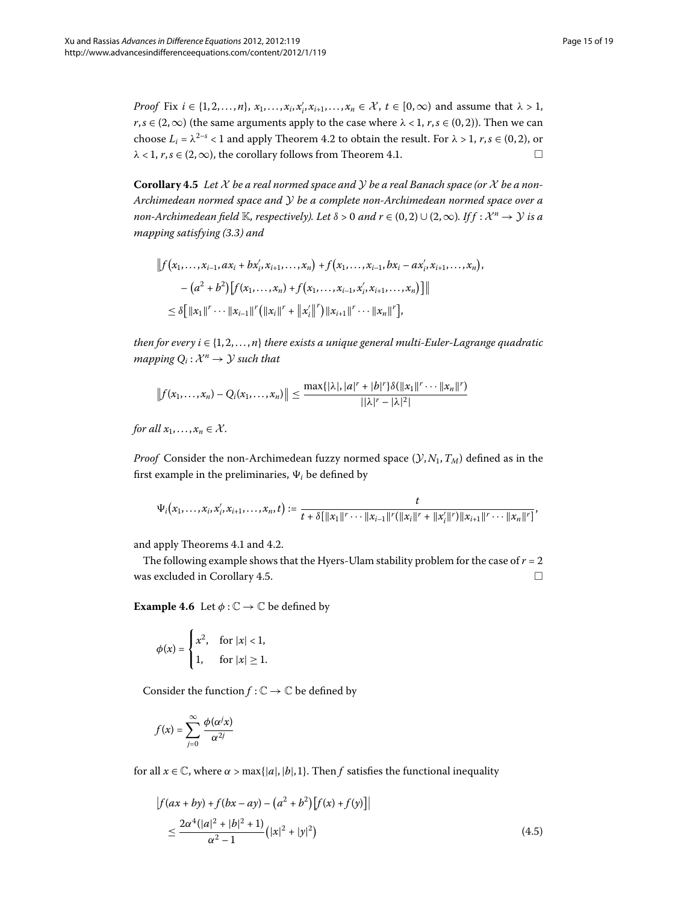*Proof* Fix $i \in \{1, 2, \ldots, n\}$, $x_1, \ldots, x_i, x_i', x_{i+1}, \ldots, x_n \in \mathcal{X}$, $t \in [0, \infty)$ and assume that $\lambda > 1$, $r, s \in (2, \infty)$ (the same arguments apply to the case where $\lambda < 1$, $r, s \in (0, 2)$). Then we can choose $L_i = \lambda^{2-s} < 1$ and apply Theorem 4.2 to obtain the result. For $\lambda > 1$, $r, s \in (0, 2)$, or $\lambda < 1$, $r, s \in (2, \infty)$, the corollary follows from Theorem 4.1. □

**Corollary 4.5** *Let $\mathcal{X}$ be a real normed space and $\mathcal{Y}$ be a real Banach space (or $\mathcal{X}$ be a non-Archimedean normed space and $\mathcal{Y}$ be a complete non-Archimedean normed space over a non-Archimedean field $\mathbb{K}$, respectively). Let $\delta > 0$ and $r \in (0, 2) \cup (2, \infty)$. If $f : \mathcal{X}^n \to \mathcal{Y}$ is a mapping satisfying (3.3) and*

$$
\begin{aligned}
&\big\| f\big(x_1, \ldots, x_{i-1}, ax_i + bx_i', x_{i+1}, \ldots, x_n\big) + f\big(x_1, \ldots, x_{i-1}, bx_i - ax_i', x_{i+1}, \ldots, x_n\big), \\
&\quad - \big(a^2 + b^2\big)\big[f(x_1, \ldots, x_n) + f\big(x_1, \ldots, x_{i-1}, x_i', x_{i+1}, \ldots, x_n\big)\big]\big\| \\
&\quad \le \delta\big[\|x_1\|^r \cdots \|x_{i-1}\|^r\big(\|x_i\|^r + \big\|x_i'\big\|^r\big)\|x_{i+1}\|^r \cdots \|x_n\|^r\big],
\end{aligned}
$$

*then for every $i \in \{1, 2, \ldots, n\}$ there exists a unique general multi-Euler-Lagrange quadratic mapping $Q_i : \mathcal{X}^n \to \mathcal{Y}$ such that*

$$
\big\| f(x_1, \ldots, x_n) - Q_i(x_1, \ldots, x_n)\big\| \le \frac{\max\{|\lambda|, |a|^r + |b|^r\}\delta(\|x_1\|^r \cdots \|x_n\|^r)}{||\lambda|^r - |\lambda|^2|}
$$

*for all $x_1, \ldots, x_n \in \mathcal{X}$.*

*Proof* Consider the non-Archimedean fuzzy normed space $(\mathcal{Y}, N_1, T_M)$ defined as in the first example in the preliminaries, $\Psi_i$ be defined by

$$
\Psi_i\big(x_1, \ldots, x_i, x_i', x_{i+1}, \ldots, x_n, t\big) := \frac{t}{t + \delta[\|x_1\|^r \cdots \|x_{i-1}\|^r(\|x_i\|^r + \|x_i'\|^r)\|x_{i+1}\|^r \cdots \|x_n\|^r]},
$$

and apply Theorems 4.1 and 4.2.

The following example shows that the Hyers-Ulam stability problem for the case of $r = 2$ was excluded in Corollary 4.5. □

**Example 4.6** Let $\phi : \mathbb{C} \to \mathbb{C}$ be defined by

$$
\phi(x) = \begin{cases} x^2, & \text{for } |x| < 1, \\ 1, & \text{for } |x| \ge 1. \end{cases}
$$

Consider the function $f : \mathbb{C} \to \mathbb{C}$ be defined by

$$
f(x) = \sum_{j=0}^{\infty} \frac{\phi(\alpha^j x)}{\alpha^{2j}}
$$

for all $x \in \mathbb{C}$, where $\alpha > \max\{|a|, |b|, 1\}$. Then $f$ satisfies the functional inequality

$$
\begin{aligned}
&\big| f(ax + by) + f(bx - ay) - \big(a^2 + b^2\big)\big[f(x) + f(y)\big]\big| \\
&\quad \le \frac{2\alpha^4(|a|^2 + |b|^2 + 1)}{\alpha^2 - 1}\big(|x|^2 + |y|^2\big)
\end{aligned} \tag{4.5}
$$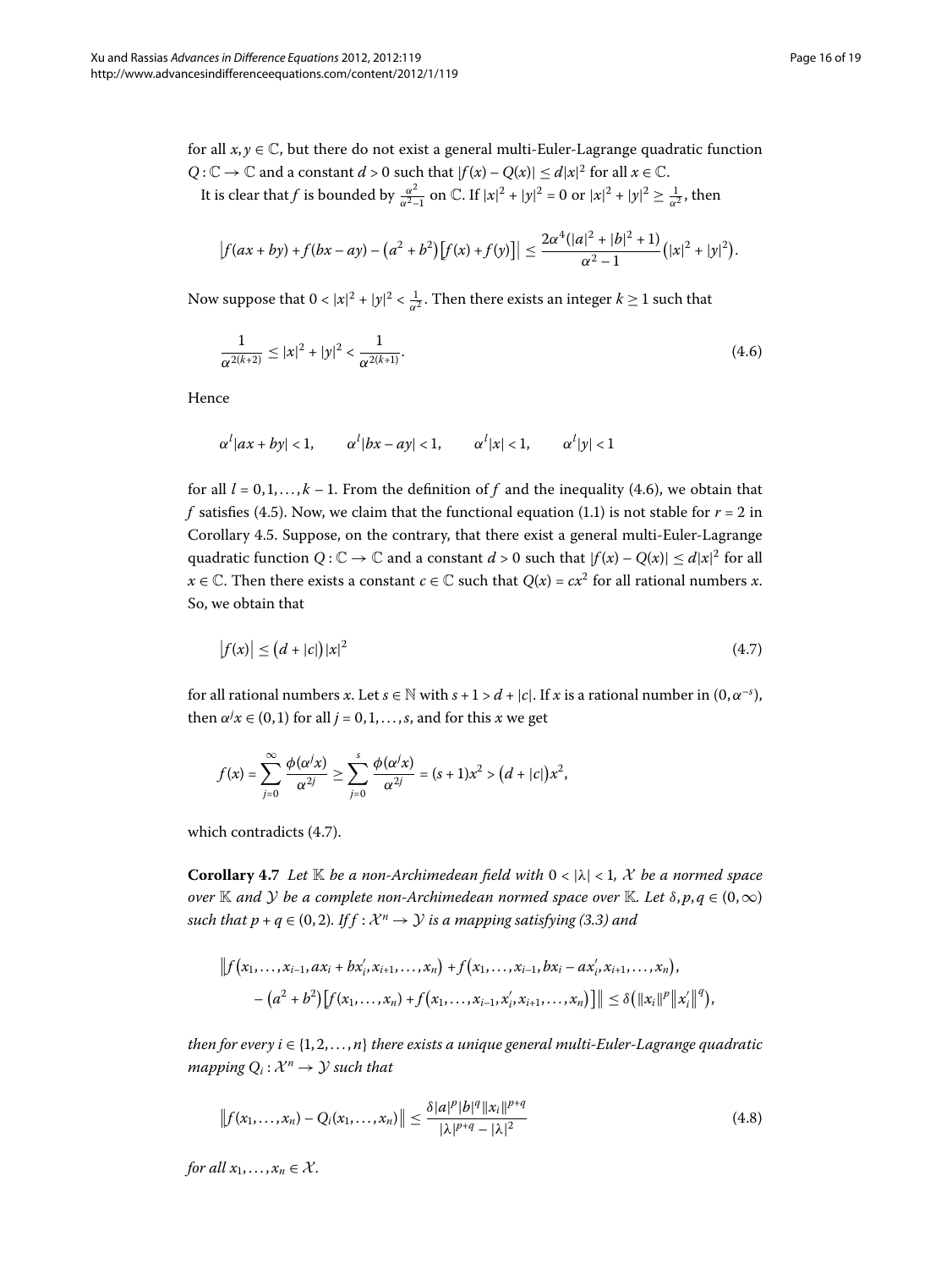for all $x, y \in \mathbb{C}$, but there do not exist a general multi-Euler-Lagrange quadratic function $Q : \mathbb{C} \to \mathbb{C}$ and a constant $d > 0$ such that $|f(x) - Q(x)| \leq d|x|^2$ for all $x \in \mathbb{C}$.

It is clear that $f$ is bounded by $\frac{\alpha^2}{\alpha^2-1}$ on $\mathbb{C}$. If $|x|^2 + |y|^2 = 0$ or $|x|^2 + |y|^2 \geq \frac{1}{\alpha^2}$, then

$$\left|f(ax+by) + f(bx-ay) - \left(a^2+b^2\right)\left[f(x)+f(y)\right]\right| \leq \frac{2\alpha^4(|a|^2+|b|^2+1)}{\alpha^2-1}\left(|x|^2+|y|^2\right).$$

Now suppose that $0 < |x|^2 + |y|^2 < \frac{1}{\alpha^2}$. Then there exists an integer $k \geq 1$ such that

$$\frac{1}{\alpha^{2(k+2)}} \leq |x|^2 + |y|^2 < \frac{1}{\alpha^{2(k+1)}}. \tag{4.6}$$

Hence

$$\alpha^l|ax+by| < 1, \qquad \alpha^l|bx-ay| < 1, \qquad \alpha^l|x| < 1, \qquad \alpha^l|y| < 1$$

for all $l = 0, 1, \ldots, k-1$. From the definition of $f$ and the inequality (4.6), we obtain that $f$ satisfies (4.5). Now, we claim that the functional equation (1.1) is not stable for $r = 2$ in Corollary 4.5. Suppose, on the contrary, that there exist a general multi-Euler-Lagrange quadratic function $Q : \mathbb{C} \to \mathbb{C}$ and a constant $d > 0$ such that $|f(x) - Q(x)| \leq d|x|^2$ for all $x \in \mathbb{C}$. Then there exists a constant $c \in \mathbb{C}$ such that $Q(x) = cx^2$ for all rational numbers $x$. So, we obtain that

$$\left|f(x)\right| \leq \left(d + |c|\right)|x|^2 \tag{4.7}$$

for all rational numbers $x$. Let $s \in \mathbb{N}$ with $s + 1 > d + |c|$. If $x$ is a rational number in $(0, \alpha^{-s})$, then $\alpha^j x \in (0, 1)$ for all $j = 0, 1, \ldots, s$, and for this $x$ we get

$$f(x) = \sum_{j=0}^{\infty} \frac{\phi(\alpha^j x)}{\alpha^{2j}} \geq \sum_{j=0}^{s} \frac{\phi(\alpha^j x)}{\alpha^{2j}} = (s+1)x^2 > \left(d+|c|\right)x^2,$$

which contradicts (4.7).

**Corollary 4.7** *Let $\mathbb{K}$ be a non-Archimedean field with $0 < |\lambda| < 1$, $\mathcal{X}$ be a normed space over $\mathbb{K}$ and $\mathcal{Y}$ be a complete non-Archimedean normed space over $\mathbb{K}$. Let $\delta, p, q \in (0, \infty)$ such that $p + q \in (0, 2)$. If $f : \mathcal{X}^n \to \mathcal{Y}$ is a mapping satisfying (3.3) and*

$$\begin{aligned}
&\big\|f\left(x_1, \ldots, x_{i-1}, ax_i + bx_i', x_{i+1}, \ldots, x_n\right) + f\left(x_1, \ldots, x_{i-1}, bx_i - ax_i', x_{i+1}, \ldots, x_n\right), \\
&\quad - \left(a^2+b^2\right)\left[f(x_1, \ldots, x_n) + f\left(x_1, \ldots, x_{i-1}, x_i', x_{i+1}, \ldots, x_n\right)\right]\big\| \leq \delta\left(\|x_i\|^p\|x_i'\|^q\right),
\end{aligned}$$

*then for every $i \in \{1, 2, \ldots, n\}$ there exists a unique general multi-Euler-Lagrange quadratic mapping $Q_i : \mathcal{X}^n \to \mathcal{Y}$ such that*

$$\left\|f(x_1, \ldots, x_n) - Q_i(x_1, \ldots, x_n)\right\| \leq \frac{\delta|a|^p|b|^q\|x_i\|^{p+q}}{|\lambda|^{p+q} - |\lambda|^2} \tag{4.8}$$

*for all $x_1, \ldots, x_n \in \mathcal{X}$.*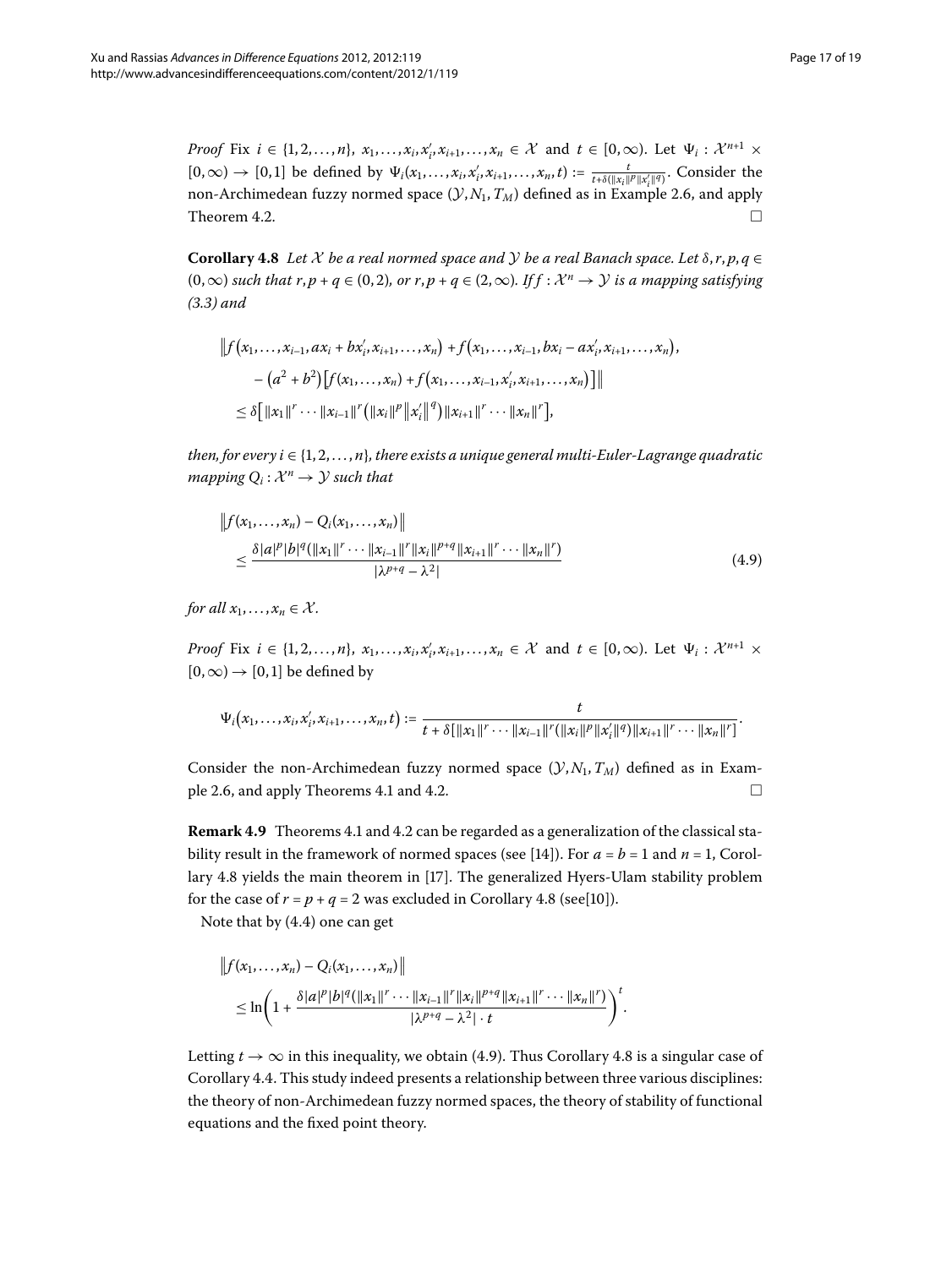*Proof* Fix $i \in \{1, 2, \ldots, n\}$, $x_1, \ldots, x_i, x_i', x_{i+1}, \ldots, x_n \in \mathcal{X}$ and $t \in [0, \infty)$. Let $\Psi_i : \mathcal{X}^{n+1} \times [0, \infty) \to [0, 1]$ be defined by $\Psi_i(x_1, \ldots, x_i, x_i', x_{i+1}, \ldots, x_n, t) := \frac{t}{t + \delta(\|x_i\|^p \|x_i'\|^q)}$. Consider the non-Archimedean fuzzy normed space $(\mathcal{Y}, N_1, T_M)$ defined as in Example 2.6, and apply Theorem 4.2. □

**Corollary 4.8** *Let $\mathcal{X}$ be a real normed space and $\mathcal{Y}$ be a real Banach space. Let $\delta, r, p, q \in (0, \infty)$ such that $r, p + q \in (0, 2)$, or $r, p + q \in (2, \infty)$. If $f : \mathcal{X}^n \to \mathcal{Y}$ is a mapping satisfying (3.3) and*

$$
\begin{aligned}
&\big\| f\big(x_1, \ldots, x_{i-1}, ax_i + bx_i', x_{i+1}, \ldots, x_n\big) + f\big(x_1, \ldots, x_{i-1}, bx_i - ax_i', x_{i+1}, \ldots, x_n\big), \\
&\quad - \big(a^2 + b^2\big)\big[f(x_1, \ldots, x_n) + f\big(x_1, \ldots, x_{i-1}, x_i', x_{i+1}, \ldots, x_n\big)\big]\big\| \\
&\quad \leq \delta\big[\|x_1\|^r \cdots \|x_{i-1}\|^r \big(\|x_i\|^p \|x_i'\|^q\big) \|x_{i+1}\|^r \cdots \|x_n\|^r\big],
\end{aligned}
$$

*then, for every $i \in \{1, 2, \ldots, n\}$, there exists a unique general multi-Euler-Lagrange quadratic mapping $Q_i : \mathcal{X}^n \to \mathcal{Y}$ such that*

$$
\begin{aligned}
&\big\| f(x_1, \ldots, x_n) - Q_i(x_1, \ldots, x_n) \big\| \\
&\quad \leq \frac{\delta |a|^p |b|^q (\|x_1\|^r \cdots \|x_{i-1}\|^r \|x_i\|^{p+q} \|x_{i+1}\|^r \cdots \|x_n\|^r)}{|\lambda^{p+q} - \lambda^2|}
\end{aligned}
\tag{4.9}
$$

*for all $x_1, \ldots, x_n \in \mathcal{X}$.*

*Proof* Fix $i \in \{1, 2, \ldots, n\}$, $x_1, \ldots, x_i, x_i', x_{i+1}, \ldots, x_n \in \mathcal{X}$ and $t \in [0, \infty)$. Let $\Psi_i : \mathcal{X}^{n+1} \times [0, \infty) \to [0, 1]$ be defined by

$$
\Psi_i\big(x_1, \ldots, x_i, x_i', x_{i+1}, \ldots, x_n, t\big) := \frac{t}{t + \delta[\|x_1\|^r \cdots \|x_{i-1}\|^r (\|x_i\|^p \|x_i'\|^q) \|x_{i+1}\|^r \cdots \|x_n\|^r]}.
$$

Consider the non-Archimedean fuzzy normed space $(\mathcal{Y}, N_1, T_M)$ defined as in Example 2.6, and apply Theorems 4.1 and 4.2. □

**Remark 4.9** Theorems 4.1 and 4.2 can be regarded as a generalization of the classical stability result in the framework of normed spaces (see [14]). For $a = b = 1$ and $n = 1$, Corollary 4.8 yields the main theorem in [17]. The generalized Hyers-Ulam stability problem for the case of $r = p + q = 2$ was excluded in Corollary 4.8 (see[10]).

Note that by (4.4) one can get

$$
\begin{aligned}
&\big\| f(x_1, \ldots, x_n) - Q_i(x_1, \ldots, x_n) \big\| \\
&\quad \leq \ln\left(1 + \frac{\delta |a|^p |b|^q (\|x_1\|^r \cdots \|x_{i-1}\|^r \|x_i\|^{p+q} \|x_{i+1}\|^r \cdots \|x_n\|^r)}{|\lambda^{p+q} - \lambda^2| \cdot t}\right)^t.
\end{aligned}
$$

Letting $t \to \infty$ in this inequality, we obtain (4.9). Thus Corollary 4.8 is a singular case of Corollary 4.4. This study indeed presents a relationship between three various disciplines: the theory of non-Archimedean fuzzy normed spaces, the theory of stability of functional equations and the fixed point theory.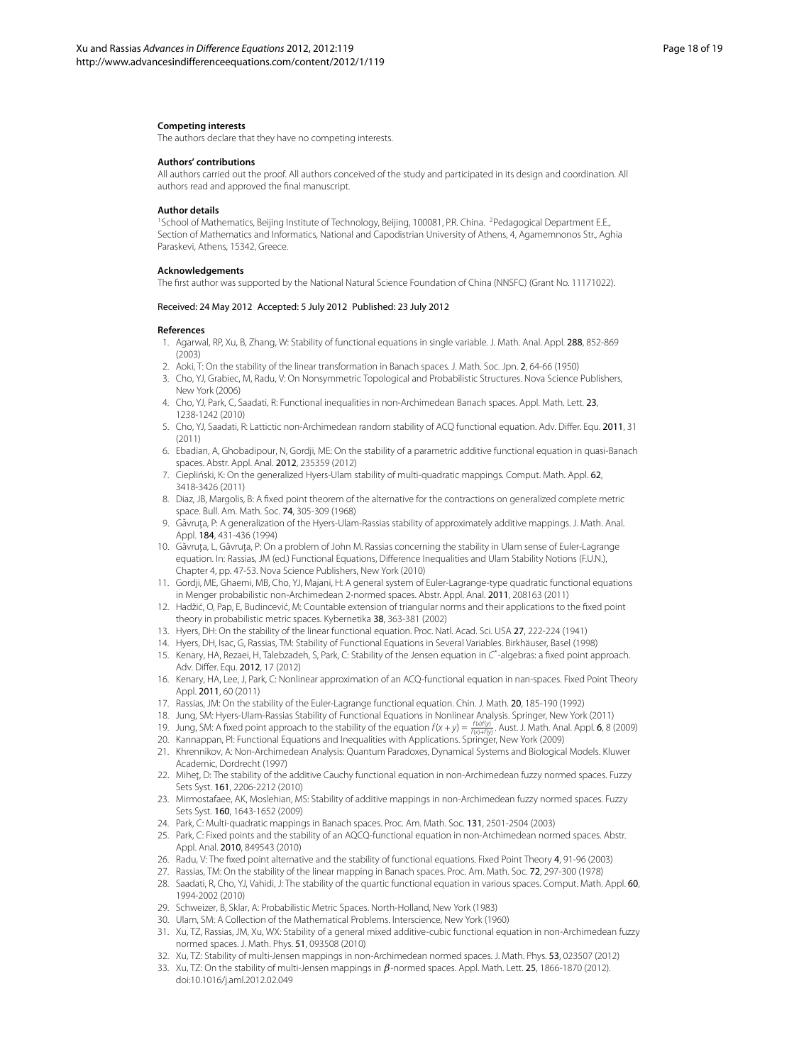#### Competing interests

The authors declare that they have no competing interests.

#### Authors' contributions

All authors carried out the proof. All authors conceived of the study and participated in its design and coordination. All authors read and approved the final manuscript.

#### Author details

[1]School of Mathematics, Beijing Institute of Technology, Beijing, 100081, P.R. China. [2]Pedagogical Department E.E., Section of Mathematics and Informatics, National and Capodistrian University of Athens, 4, Agamemnonos Str., Aghia Paraskevi, Athens, 15342, Greece.

#### Acknowledgements

The first author was supported by the National Natural Science Foundation of China (NNSFC) (Grant No. 11171022).

Received: 24 May 2012 Accepted: 5 July 2012 Published: 23 July 2012

#### References

1. Agarwal, RP, Xu, B, Zhang, W: Stability of functional equations in single variable. J. Math. Anal. Appl. **288**, 852-869 (2003)
2. Aoki, T: On the stability of the linear transformation in Banach spaces. J. Math. Soc. Jpn. **2**, 64-66 (1950)
3. Cho, YJ, Grabiec, M, Radu, V: On Nonsymmetric Topological and Probabilistic Structures. Nova Science Publishers, New York (2006)
4. Cho, YJ, Park, C, Saadati, R: Functional inequalities in non-Archimedean Banach spaces. Appl. Math. Lett. **23**, 1238-1242 (2010)
5. Cho, YJ, Saadati, R: Lattictic non-Archimedean random stability of ACQ functional equation. Adv. Differ. Equ. **2011**, 31 (2011)
6. Ebadian, A, Ghobadipour, N, Gordji, ME: On the stability of a parametric additive functional equation in quasi-Banach spaces. Abstr. Appl. Anal. **2012**, 235359 (2012)
7. Ciepliński, K: On the generalized Hyers-Ulam stability of multi-quadratic mappings. Comput. Math. Appl. **62**, 3418-3426 (2011)
8. Diaz, JB, Margolis, B: A fixed point theorem of the alternative for the contractions on generalized complete metric space. Bull. Am. Math. Soc. **74**, 305-309 (1968)
9. Gǎvruţa, P: A generalization of the Hyers-Ulam-Rassias stability of approximately additive mappings. J. Math. Anal. Appl. **184**, 431-436 (1994)
10. Gǎvruţa, L, Gǎvruţa, P: On a problem of John M. Rassias concerning the stability in Ulam sense of Euler-Lagrange equation. In: Rassias, JM (ed.) Functional Equations, Difference Inequalities and Ulam Stability Notions (F.U.N.), Chapter 4, pp. 47-53. Nova Science Publishers, New York (2010)
11. Gordji, ME, Ghaemi, MB, Cho, YJ, Majani, H: A general system of Euler-Lagrange-type quadratic functional equations in Menger probabilistic non-Archimedean 2-normed spaces. Abstr. Appl. Anal. **2011**, 208163 (2011)
12. Hadžić, O, Pap, E, Budincević, M: Countable extension of triangular norms and their applications to the fixed point theory in probabilistic metric spaces. Kybernetika **38**, 363-381 (2002)
13. Hyers, DH: On the stability of the linear functional equation. Proc. Natl. Acad. Sci. USA **27**, 222-224 (1941)
14. Hyers, DH, Isac, G, Rassias, TM: Stability of Functional Equations in Several Variables. Birkhäuser, Basel (1998)
15. Kenary, HA, Rezaei, H, Talebzadeh, S, Park, C: Stability of the Jensen equation in $C^*$-algebras: a fixed point approach. Adv. Differ. Equ. **2012**, 17 (2012)
16. Kenary, HA, Lee, J, Park, C: Nonlinear approximation of an ACQ-functional equation in nan-spaces. Fixed Point Theory Appl. **2011**, 60 (2011)
17. Rassias, JM: On the stability of the Euler-Lagrange functional equation. Chin. J. Math. **20**, 185-190 (1992)
18. Jung, SM: Hyers-Ulam-Rassias Stability of Functional Equations in Nonlinear Analysis. Springer, New York (2011)
19. Jung, SM: A fixed point approach to the stability of the equation $f(x+y) = \frac{f(x)f(y)}{f(x)+f(y)}$. Aust. J. Math. Anal. Appl. **6**, 8 (2009)
20. Kannappan, Pl: Functional Equations and Inequalities with Applications. Springer, New York (2009)
21. Khrennikov, A: Non-Archimedean Analysis: Quantum Paradoxes, Dynamical Systems and Biological Models. Kluwer Academic, Dordrecht (1997)
22. Mihet, D: The stability of the additive Cauchy functional equation in non-Archimedean fuzzy normed spaces. Fuzzy Sets Syst. **161**, 2206-2212 (2010)
23. Mirmostafaee, AK, Moslehian, MS: Stability of additive mappings in non-Archimedean fuzzy normed spaces. Fuzzy Sets Syst. **160**, 1643-1652 (2009)
24. Park, C: Multi-quadratic mappings in Banach spaces. Proc. Am. Math. Soc. **131**, 2501-2504 (2003)
25. Park, C: Fixed points and the stability of an AQCQ-functional equation in non-Archimedean normed spaces. Abstr. Appl. Anal. **2010**, 849543 (2010)
26. Radu, V: The fixed point alternative and the stability of functional equations. Fixed Point Theory **4**, 91-96 (2003)
27. Rassias, TM: On the stability of the linear mapping in Banach spaces. Proc. Am. Math. Soc. **72**, 297-300 (1978)
28. Saadati, R, Cho, YJ, Vahidi, J: The stability of the quartic functional equation in various spaces. Comput. Math. Appl. **60**, 1994-2002 (2010)
29. Schweizer, B, Sklar, A: Probabilistic Metric Spaces. North-Holland, New York (1983)
30. Ulam, SM: A Collection of the Mathematical Problems. Interscience, New York (1960)
31. Xu, TZ, Rassias, JM, Xu, WX: Stability of a general mixed additive-cubic functional equation in non-Archimedean fuzzy normed spaces. J. Math. Phys. **51**, 093508 (2010)
32. Xu, TZ: Stability of multi-Jensen mappings in non-Archimedean normed spaces. J. Math. Phys. **53**, 023507 (2012)
33. Xu, TZ: On the stability of multi-Jensen mappings in $\beta$-normed spaces. Appl. Math. Lett. **25**, 1866-1870 (2012). doi:10.1016/j.aml.2012.02.049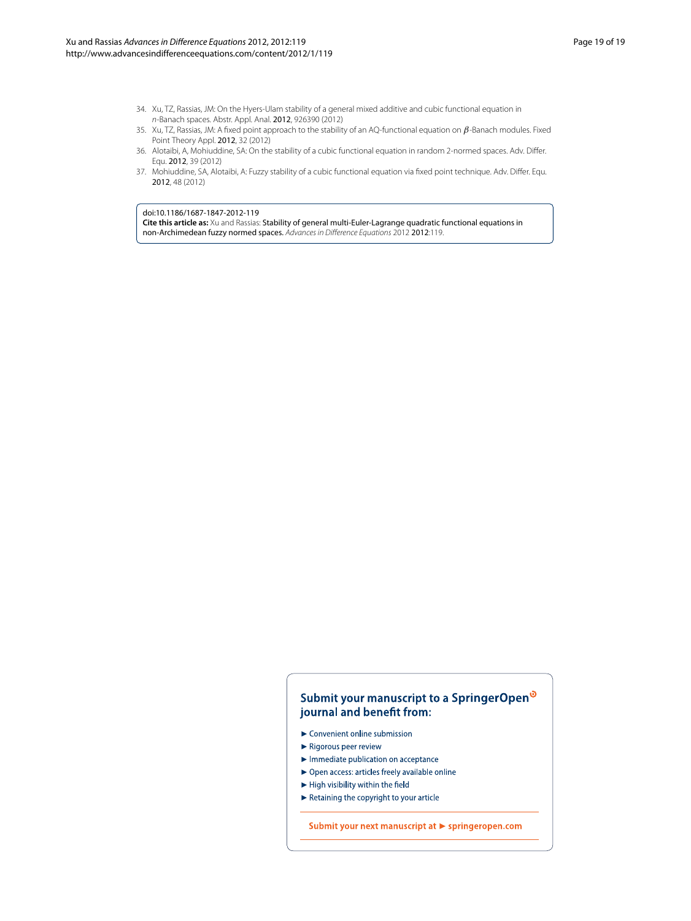34. Xu, TZ, Rassias, JM: On the Hyers-Ulam stability of a general mixed additive and cubic functional equation in $n$-Banach spaces. Abstr. Appl. Anal. **2012**, 926390 (2012)
35. Xu, TZ, Rassias, JM: A fixed point approach to the stability of an AQ-functional equation on $\beta$-Banach modules. Fixed Point Theory Appl. **2012**, 32 (2012)
36. Alotaibi, A, Mohiuddine, SA: On the stability of a cubic functional equation in random 2-normed spaces. Adv. Differ. Equ. **2012**, 39 (2012)
37. Mohiuddine, SA, Alotaibi, A: Fuzzy stability of a cubic functional equation via fixed point technique. Adv. Differ. Equ. **2012**, 48 (2012)

doi:10.1186/1687-1847-2012-119
**Cite this article as:** Xu and Rassias: Stability of general multi-Euler-Lagrange quadratic functional equations in non-Archimedean fuzzy normed spaces. *Advances in Difference Equations* 2012 **2012**:119.

**Submit your manuscript to a SpringerOpen journal and benefit from:**

- Convenient online submission
- Rigorous peer review
- Immediate publication on acceptance
- Open access: articles freely available online
- High visibility within the field
- Retaining the copyright to your article

**Submit your next manuscript at ► springeropen.com**